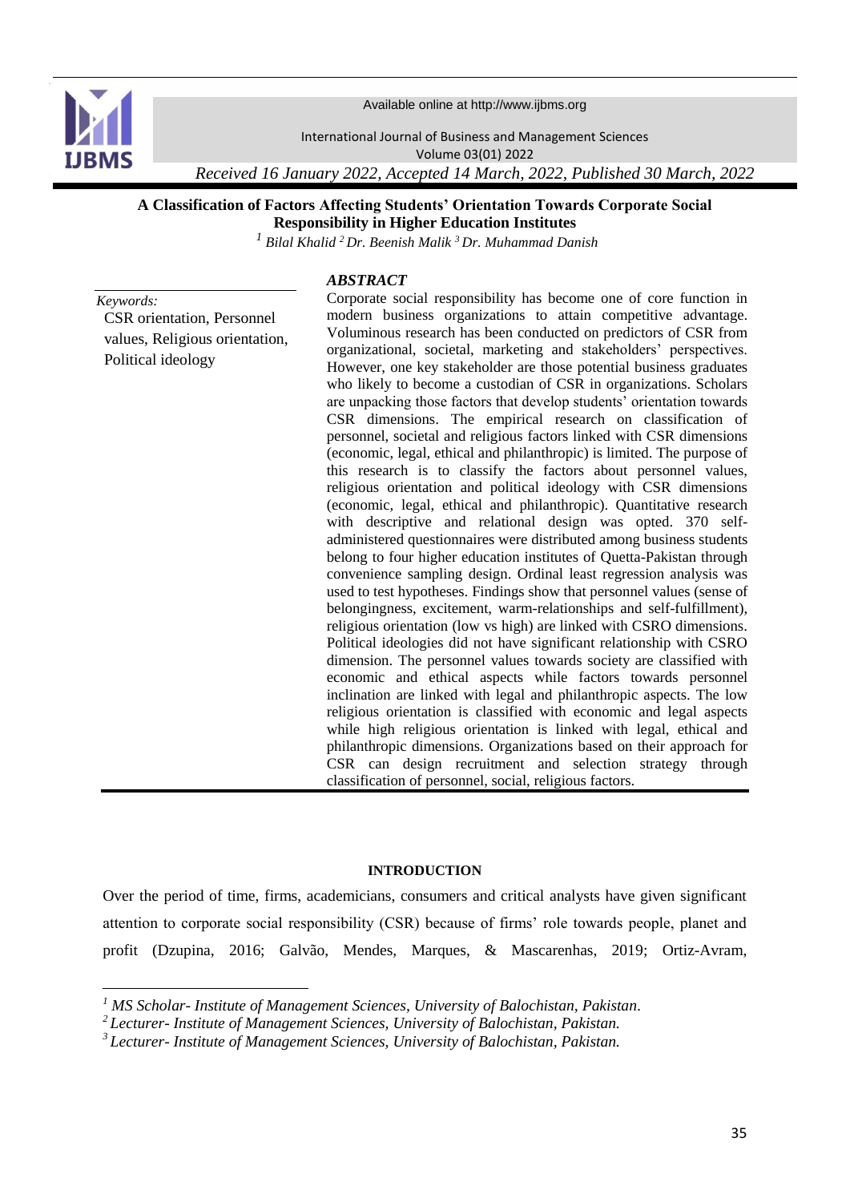Available online at http://www.ijbms.org

International Journal of Business and Management Sciences
Volume 03(01) 2022

*Received 16 January 2022, Accepted 14 March, 2022, Published 30 March, 2022*

# A Classification of Factors Affecting Students' Orientation Towards Corporate Social Responsibility in Higher Education Institutes

*[1] Bilal Khalid [2] Dr. Beenish Malik [3] Dr. Muhammad Danish*

*Keywords:*
CSR orientation, Personnel values, Religious orientation, Political ideology

## *ABSTRACT*

Corporate social responsibility has become one of core function in modern business organizations to attain competitive advantage. Voluminous research has been conducted on predictors of CSR from organizational, societal, marketing and stakeholders' perspectives. However, one key stakeholder are those potential business graduates who likely to become a custodian of CSR in organizations. Scholars are unpacking those factors that develop students' orientation towards CSR dimensions. The empirical research on classification of personnel, societal and religious factors linked with CSR dimensions (economic, legal, ethical and philanthropic) is limited. The purpose of this research is to classify the factors about personnel values, religious orientation and political ideology with CSR dimensions (economic, legal, ethical and philanthropic). Quantitative research with descriptive and relational design was opted. 370 self-administered questionnaires were distributed among business students belong to four higher education institutes of Quetta-Pakistan through convenience sampling design. Ordinal least regression analysis was used to test hypotheses. Findings show that personnel values (sense of belongingness, excitement, warm-relationships and self-fulfillment), religious orientation (low vs high) are linked with CSRO dimensions. Political ideologies did not have significant relationship with CSRO dimension. The personnel values towards society are classified with economic and ethical aspects while factors towards personnel inclination are linked with legal and philanthropic aspects. The low religious orientation is classified with economic and legal aspects while high religious orientation is linked with legal, ethical and philanthropic dimensions. Organizations based on their approach for CSR can design recruitment and selection strategy through classification of personnel, social, religious factors.

## INTRODUCTION

Over the period of time, firms, academicians, consumers and critical analysts have given significant attention to corporate social responsibility (CSR) because of firms' role towards people, planet and profit (Dzupina, 2016; Galvão, Mendes, Marques, & Mascarenhas, 2019; Ortiz-Avram,

---

[1] *MS Scholar- Institute of Management Sciences, University of Balochistan, Pakistan.*
[2] *Lecturer- Institute of Management Sciences, University of Balochistan, Pakistan.*
[3] *Lecturer- Institute of Management Sciences, University of Balochistan, Pakistan.*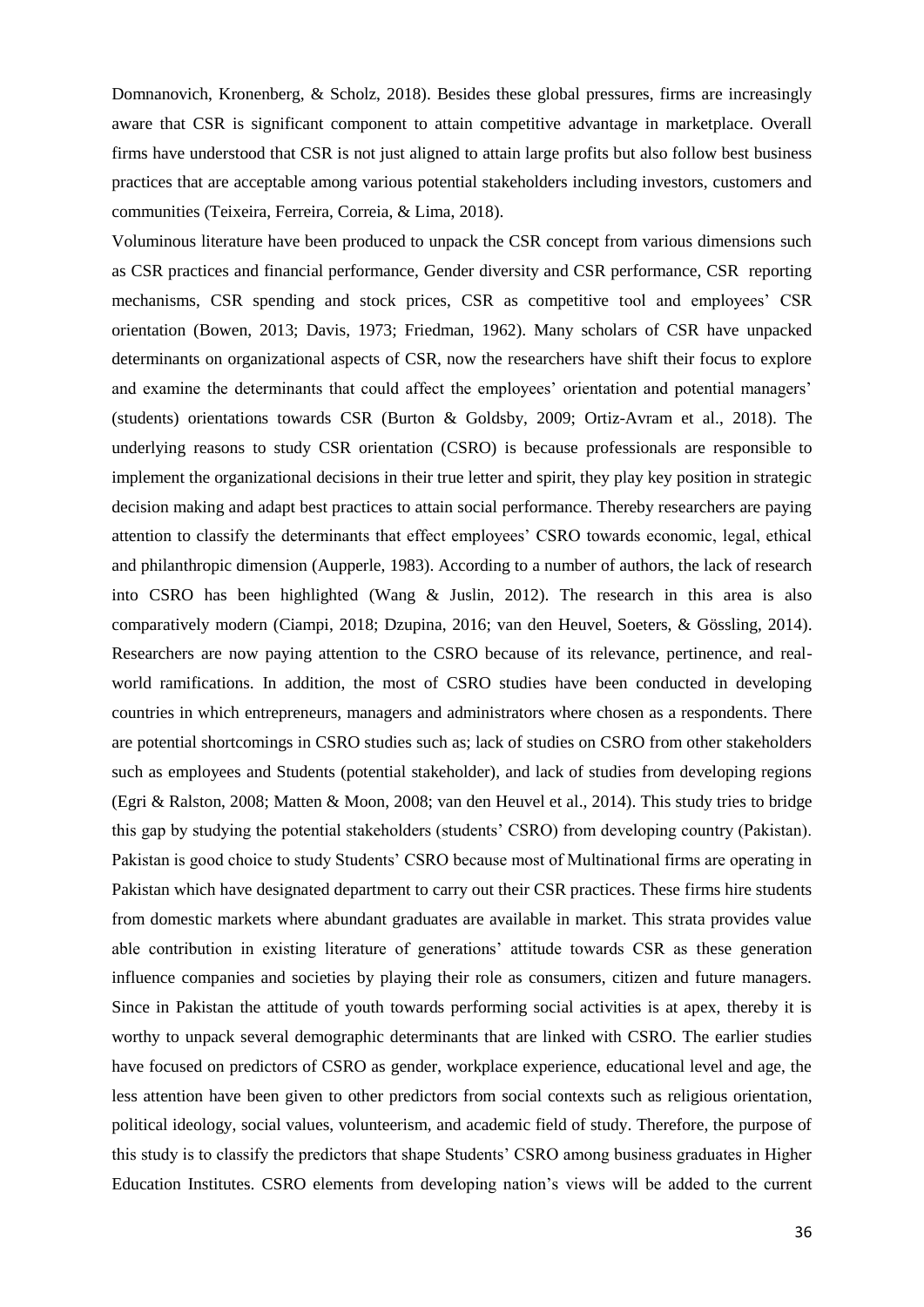Domnanovich, Kronenberg, & Scholz, 2018). Besides these global pressures, firms are increasingly aware that CSR is significant component to attain competitive advantage in marketplace. Overall firms have understood that CSR is not just aligned to attain large profits but also follow best business practices that are acceptable among various potential stakeholders including investors, customers and communities (Teixeira, Ferreira, Correia, & Lima, 2018).

Voluminous literature have been produced to unpack the CSR concept from various dimensions such as CSR practices and financial performance, Gender diversity and CSR performance, CSR reporting mechanisms, CSR spending and stock prices, CSR as competitive tool and employees' CSR orientation (Bowen, 2013; Davis, 1973; Friedman, 1962). Many scholars of CSR have unpacked determinants on organizational aspects of CSR, now the researchers have shift their focus to explore and examine the determinants that could affect the employees' orientation and potential managers' (students) orientations towards CSR (Burton & Goldsby, 2009; Ortiz-Avram et al., 2018). The underlying reasons to study CSR orientation (CSRO) is because professionals are responsible to implement the organizational decisions in their true letter and spirit, they play key position in strategic decision making and adapt best practices to attain social performance. Thereby researchers are paying attention to classify the determinants that effect employees' CSRO towards economic, legal, ethical and philanthropic dimension (Aupperle, 1983). According to a number of authors, the lack of research into CSRO has been highlighted (Wang & Juslin, 2012). The research in this area is also comparatively modern (Ciampi, 2018; Dzupina, 2016; van den Heuvel, Soeters, & Gössling, 2014). Researchers are now paying attention to the CSRO because of its relevance, pertinence, and real-world ramifications. In addition, the most of CSRO studies have been conducted in developing countries in which entrepreneurs, managers and administrators where chosen as a respondents. There are potential shortcomings in CSRO studies such as; lack of studies on CSRO from other stakeholders such as employees and Students (potential stakeholder), and lack of studies from developing regions (Egri & Ralston, 2008; Matten & Moon, 2008; van den Heuvel et al., 2014). This study tries to bridge this gap by studying the potential stakeholders (students' CSRO) from developing country (Pakistan). Pakistan is good choice to study Students' CSRO because most of Multinational firms are operating in Pakistan which have designated department to carry out their CSR practices. These firms hire students from domestic markets where abundant graduates are available in market. This strata provides value able contribution in existing literature of generations' attitude towards CSR as these generation influence companies and societies by playing their role as consumers, citizen and future managers. Since in Pakistan the attitude of youth towards performing social activities is at apex, thereby it is worthy to unpack several demographic determinants that are linked with CSRO. The earlier studies have focused on predictors of CSRO as gender, workplace experience, educational level and age, the less attention have been given to other predictors from social contexts such as religious orientation, political ideology, social values, volunteerism, and academic field of study. Therefore, the purpose of this study is to classify the predictors that shape Students' CSRO among business graduates in Higher Education Institutes. CSRO elements from developing nation's views will be added to the current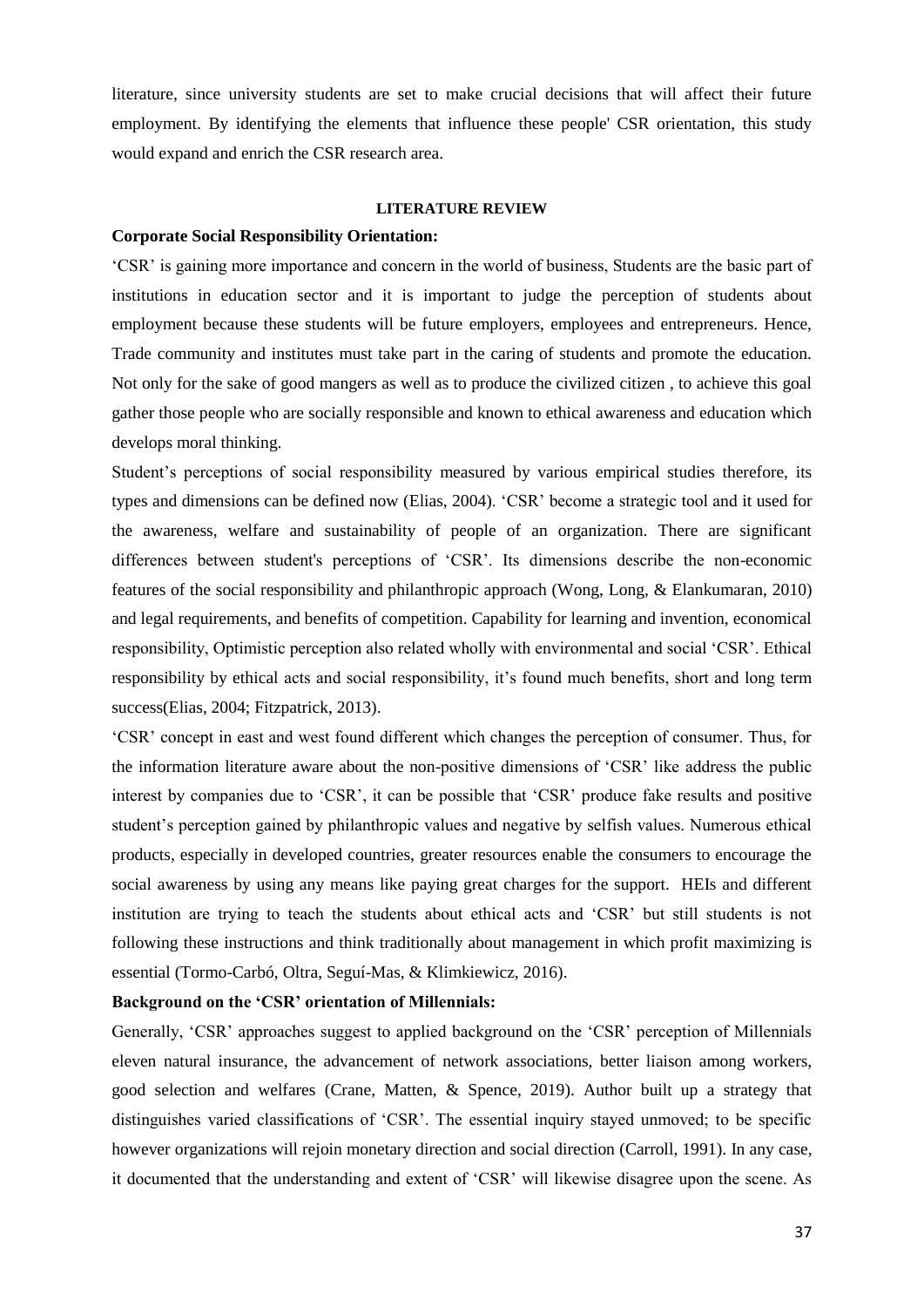literature, since university students are set to make crucial decisions that will affect their future employment. By identifying the elements that influence these people' CSR orientation, this study would expand and enrich the CSR research area.

## LITERATURE REVIEW

### Corporate Social Responsibility Orientation:

'CSR' is gaining more importance and concern in the world of business, Students are the basic part of institutions in education sector and it is important to judge the perception of students about employment because these students will be future employers, employees and entrepreneurs. Hence, Trade community and institutes must take part in the caring of students and promote the education. Not only for the sake of good mangers as well as to produce the civilized citizen , to achieve this goal gather those people who are socially responsible and known to ethical awareness and education which develops moral thinking.

Student's perceptions of social responsibility measured by various empirical studies therefore, its types and dimensions can be defined now (Elias, 2004). 'CSR' become a strategic tool and it used for the awareness, welfare and sustainability of people of an organization. There are significant differences between student's perceptions of 'CSR'. Its dimensions describe the non-economic features of the social responsibility and philanthropic approach (Wong, Long, & Elankumaran, 2010) and legal requirements, and benefits of competition. Capability for learning and invention, economical responsibility, Optimistic perception also related wholly with environmental and social 'CSR'. Ethical responsibility by ethical acts and social responsibility, it's found much benefits, short and long term success(Elias, 2004; Fitzpatrick, 2013).

'CSR' concept in east and west found different which changes the perception of consumer. Thus, for the information literature aware about the non-positive dimensions of 'CSR' like address the public interest by companies due to 'CSR', it can be possible that 'CSR' produce fake results and positive student's perception gained by philanthropic values and negative by selfish values. Numerous ethical products, especially in developed countries, greater resources enable the consumers to encourage the social awareness by using any means like paying great charges for the support. HEIs and different institution are trying to teach the students about ethical acts and 'CSR' but still students is not following these instructions and think traditionally about management in which profit maximizing is essential (Tormo-Carbó, Oltra, Seguí-Mas, & Klimkiewicz, 2016).

### Background on the 'CSR' orientation of Millennials:

Generally, 'CSR' approaches suggest to applied background on the 'CSR' perception of Millennials eleven natural insurance, the advancement of network associations, better liaison among workers, good selection and welfares (Crane, Matten, & Spence, 2019). Author built up a strategy that distinguishes varied classifications of 'CSR'. The essential inquiry stayed unmoved; to be specific however organizations will rejoin monetary direction and social direction (Carroll, 1991). In any case, it documented that the understanding and extent of 'CSR' will likewise disagree upon the scene. As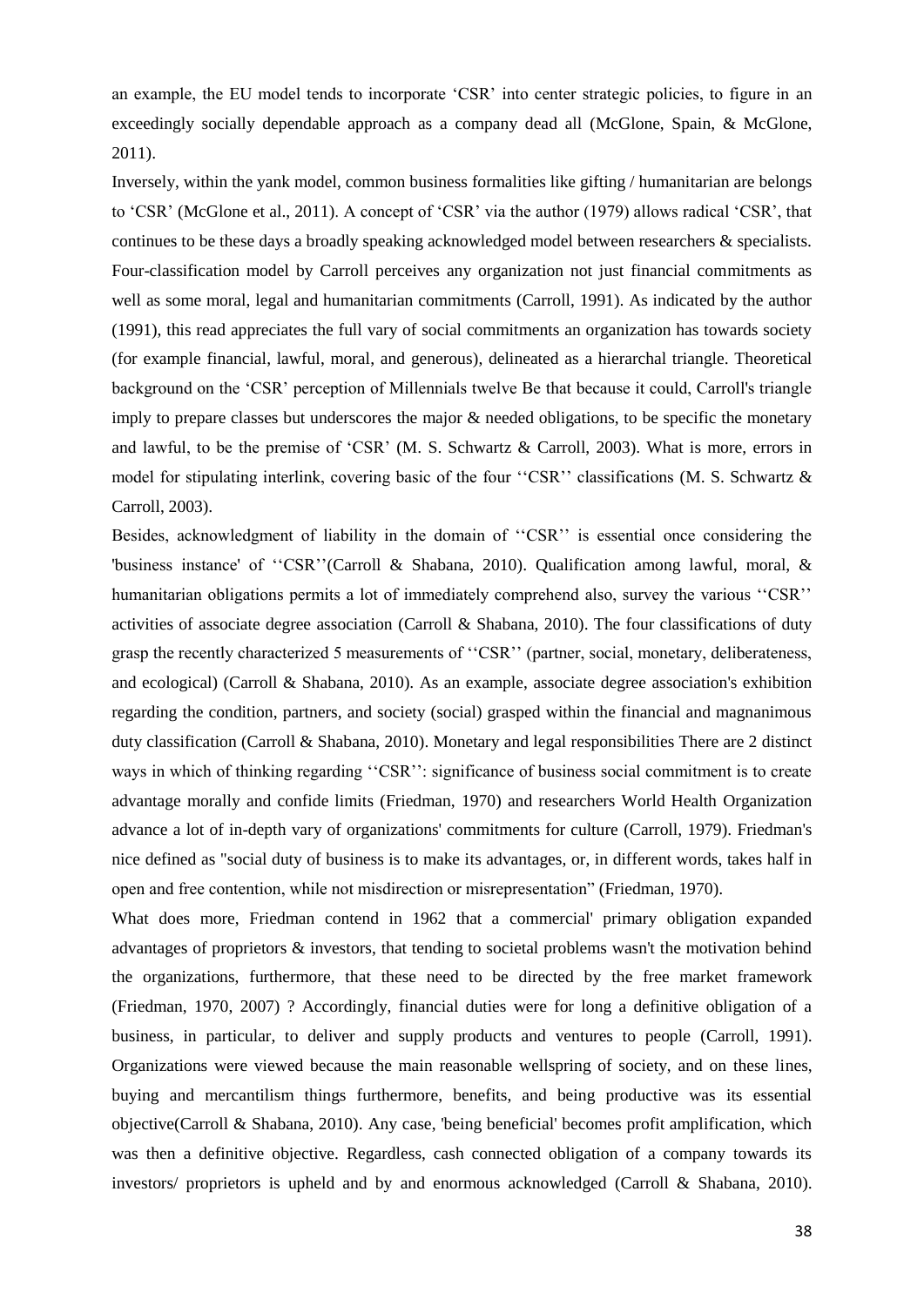an example, the EU model tends to incorporate 'CSR' into center strategic policies, to figure in an exceedingly socially dependable approach as a company dead all (McGlone, Spain, & McGlone, 2011).

Inversely, within the yank model, common business formalities like gifting / humanitarian are belongs to 'CSR' (McGlone et al., 2011). A concept of 'CSR' via the author (1979) allows radical 'CSR', that continues to be these days a broadly speaking acknowledged model between researchers & specialists. Four-classification model by Carroll perceives any organization not just financial commitments as well as some moral, legal and humanitarian commitments (Carroll, 1991). As indicated by the author (1991), this read appreciates the full vary of social commitments an organization has towards society (for example financial, lawful, moral, and generous), delineated as a hierarchal triangle. Theoretical background on the 'CSR' perception of Millennials twelve Be that because it could, Carroll's triangle imply to prepare classes but underscores the major & needed obligations, to be specific the monetary and lawful, to be the premise of 'CSR' (M. S. Schwartz & Carroll, 2003). What is more, errors in model for stipulating interlink, covering basic of the four ''CSR'' classifications (M. S. Schwartz & Carroll, 2003).

Besides, acknowledgment of liability in the domain of ''CSR'' is essential once considering the 'business instance' of ''CSR''(Carroll & Shabana, 2010). Qualification among lawful, moral, & humanitarian obligations permits a lot of immediately comprehend also, survey the various ''CSR'' activities of associate degree association (Carroll & Shabana, 2010). The four classifications of duty grasp the recently characterized 5 measurements of ''CSR'' (partner, social, monetary, deliberateness, and ecological) (Carroll & Shabana, 2010). As an example, associate degree association's exhibition regarding the condition, partners, and society (social) grasped within the financial and magnanimous duty classification (Carroll & Shabana, 2010). Monetary and legal responsibilities There are 2 distinct ways in which of thinking regarding ''CSR'': significance of business social commitment is to create advantage morally and confide limits (Friedman, 1970) and researchers World Health Organization advance a lot of in-depth vary of organizations' commitments for culture (Carroll, 1979). Friedman's nice defined as "social duty of business is to make its advantages, or, in different words, takes half in open and free contention, while not misdirection or misrepresentation" (Friedman, 1970).

What does more, Friedman contend in 1962 that a commercial' primary obligation expanded advantages of proprietors & investors, that tending to societal problems wasn't the motivation behind the organizations, furthermore, that these need to be directed by the free market framework (Friedman, 1970, 2007) ? Accordingly, financial duties were for long a definitive obligation of a business, in particular, to deliver and supply products and ventures to people (Carroll, 1991). Organizations were viewed because the main reasonable wellspring of society, and on these lines, buying and mercantilism things furthermore, benefits, and being productive was its essential objective(Carroll & Shabana, 2010). Any case, 'being beneficial' becomes profit amplification, which was then a definitive objective. Regardless, cash connected obligation of a company towards its investors/ proprietors is upheld and by and enormous acknowledged (Carroll & Shabana, 2010).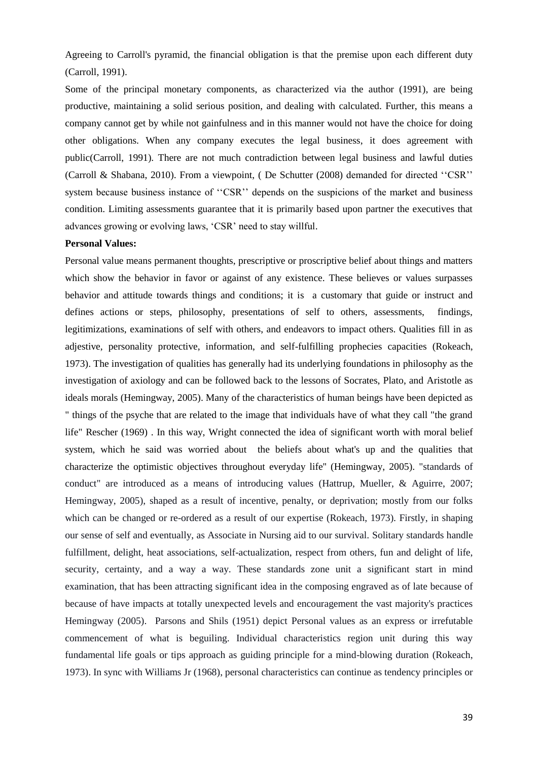Agreeing to Carroll's pyramid, the financial obligation is that the premise upon each different duty (Carroll, 1991).

Some of the principal monetary components, as characterized via the author (1991), are being productive, maintaining a solid serious position, and dealing with calculated. Further, this means a company cannot get by while not gainfulness and in this manner would not have the choice for doing other obligations. When any company executes the legal business, it does agreement with public(Carroll, 1991). There are not much contradiction between legal business and lawful duties (Carroll & Shabana, 2010). From a viewpoint, ( De Schutter (2008) demanded for directed ''CSR'' system because business instance of ''CSR'' depends on the suspicions of the market and business condition. Limiting assessments guarantee that it is primarily based upon partner the executives that advances growing or evolving laws, 'CSR' need to stay willful.

**Personal Values:**

Personal value means permanent thoughts, prescriptive or proscriptive belief about things and matters which show the behavior in favor or against of any existence. These believes or values surpasses behavior and attitude towards things and conditions; it is a customary that guide or instruct and defines actions or steps, philosophy, presentations of self to others, assessments, findings, legitimizations, examinations of self with others, and endeavors to impact others. Qualities fill in as adjestive, personality protective, information, and self-fulfilling prophecies capacities (Rokeach, 1973). The investigation of qualities has generally had its underlying foundations in philosophy as the investigation of axiology and can be followed back to the lessons of Socrates, Plato, and Aristotle as ideals morals (Hemingway, 2005). Many of the characteristics of human beings have been depicted as " things of the psyche that are related to the image that individuals have of what they call "the grand life" Rescher (1969) . In this way, Wright connected the idea of significant worth with moral belief system, which he said was worried about the beliefs about what's up and the qualities that characterize the optimistic objectives throughout everyday life" (Hemingway, 2005). "standards of conduct" are introduced as a means of introducing values (Hattrup, Mueller, & Aguirre, 2007; Hemingway, 2005), shaped as a result of incentive, penalty, or deprivation; mostly from our folks which can be changed or re-ordered as a result of our expertise (Rokeach, 1973). Firstly, in shaping our sense of self and eventually, as Associate in Nursing aid to our survival. Solitary standards handle fulfillment, delight, heat associations, self-actualization, respect from others, fun and delight of life, security, certainty, and a way a way. These standards zone unit a significant start in mind examination, that has been attracting significant idea in the composing engraved as of late because of because of have impacts at totally unexpected levels and encouragement the vast majority's practices Hemingway (2005). Parsons and Shils (1951) depict Personal values as an express or irrefutable commencement of what is beguiling. Individual characteristics region unit during this way fundamental life goals or tips approach as guiding principle for a mind-blowing duration (Rokeach, 1973). In sync with Williams Jr (1968), personal characteristics can continue as tendency principles or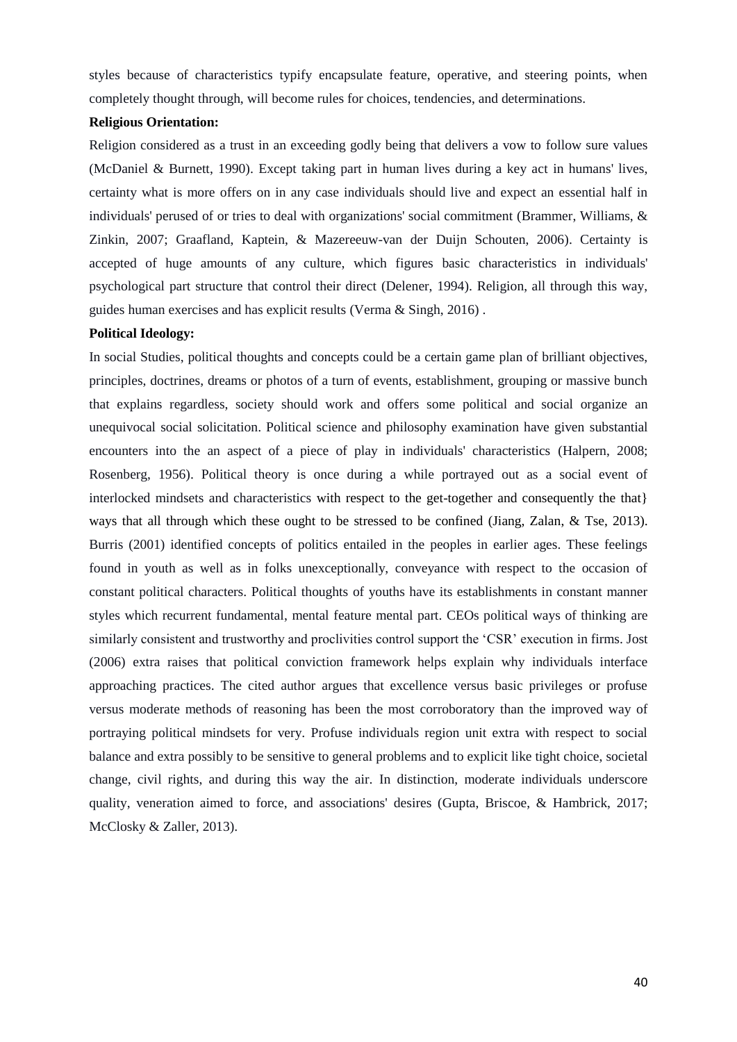styles because of characteristics typify encapsulate feature, operative, and steering points, when completely thought through, will become rules for choices, tendencies, and determinations.

**Religious Orientation:**

Religion considered as a trust in an exceeding godly being that delivers a vow to follow sure values (McDaniel & Burnett, 1990). Except taking part in human lives during a key act in humans' lives, certainty what is more offers on in any case individuals should live and expect an essential half in individuals' perused of or tries to deal with organizations' social commitment (Brammer, Williams, & Zinkin, 2007; Graafland, Kaptein, & Mazereeuw-van der Duijn Schouten, 2006). Certainty is accepted of huge amounts of any culture, which figures basic characteristics in individuals' psychological part structure that control their direct (Delener, 1994). Religion, all through this way, guides human exercises and has explicit results (Verma & Singh, 2016) .

**Political Ideology:**

In social Studies, political thoughts and concepts could be a certain game plan of brilliant objectives, principles, doctrines, dreams or photos of a turn of events, establishment, grouping or massive bunch that explains regardless, society should work and offers some political and social organize an unequivocal social solicitation. Political science and philosophy examination have given substantial encounters into the an aspect of a piece of play in individuals' characteristics (Halpern, 2008; Rosenberg, 1956). Political theory is once during a while portrayed out as a social event of interlocked mindsets and characteristics with respect to the get-together and consequently the that} ways that all through which these ought to be stressed to be confined (Jiang, Zalan, & Tse, 2013). Burris (2001) identified concepts of politics entailed in the peoples in earlier ages. These feelings found in youth as well as in folks unexceptionally, conveyance with respect to the occasion of constant political characters. Political thoughts of youths have its establishments in constant manner styles which recurrent fundamental, mental feature mental part. CEOs political ways of thinking are similarly consistent and trustworthy and proclivities control support the 'CSR' execution in firms. Jost (2006) extra raises that political conviction framework helps explain why individuals interface approaching practices. The cited author argues that excellence versus basic privileges or profuse versus moderate methods of reasoning has been the most corroboratory than the improved way of portraying political mindsets for very. Profuse individuals region unit extra with respect to social balance and extra possibly to be sensitive to general problems and to explicit like tight choice, societal change, civil rights, and during this way the air. In distinction, moderate individuals underscore quality, veneration aimed to force, and associations' desires (Gupta, Briscoe, & Hambrick, 2017; McClosky & Zaller, 2013).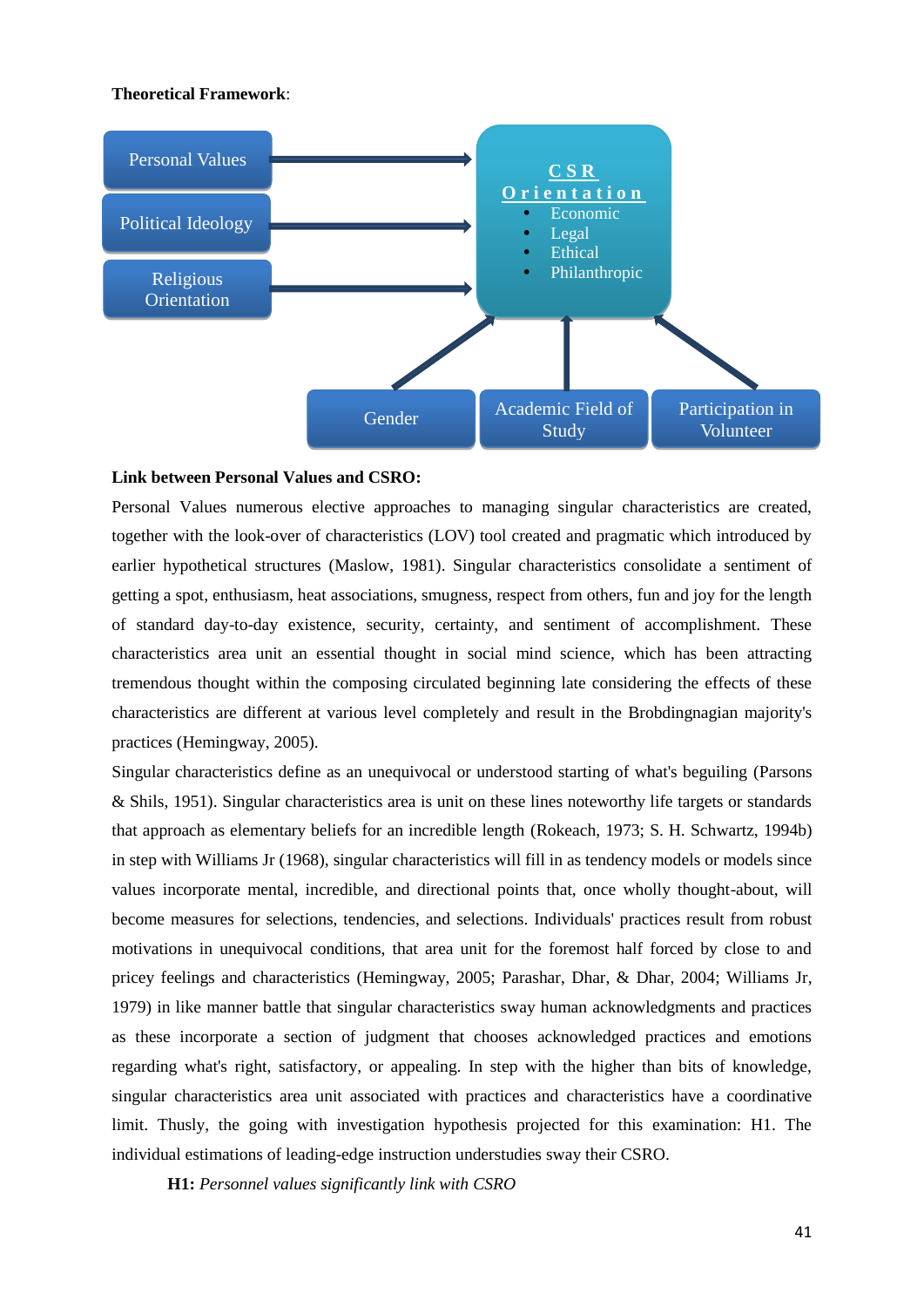**Theoretical Framework**:

Personal Values

Political Ideology

Religious Orientation

**CSR Orientation**

- Economic
- Legal
- Ethical
- Philanthropic

Gender

Academic Field of Study

Participation in Volunteer

**Link between Personal Values and CSRO:**

Personal Values numerous elective approaches to managing singular characteristics are created, together with the look-over of characteristics (LOV) tool created and pragmatic which introduced by earlier hypothetical structures (Maslow, 1981). Singular characteristics consolidate a sentiment of getting a spot, enthusiasm, heat associations, smugness, respect from others, fun and joy for the length of standard day-to-day existence, security, certainty, and sentiment of accomplishment. These characteristics area unit an essential thought in social mind science, which has been attracting tremendous thought within the composing circulated beginning late considering the effects of these characteristics are different at various level completely and result in the Brobdingnagian majority's practices (Hemingway, 2005).

Singular characteristics define as an unequivocal or understood starting of what's beguiling (Parsons & Shils, 1951). Singular characteristics area is unit on these lines noteworthy life targets or standards that approach as elementary beliefs for an incredible length (Rokeach, 1973; S. H. Schwartz, 1994b) in step with Williams Jr (1968), singular characteristics will fill in as tendency models or models since values incorporate mental, incredible, and directional points that, once wholly thought-about, will become measures for selections, tendencies, and selections. Individuals' practices result from robust motivations in unequivocal conditions, that area unit for the foremost half forced by close to and pricey feelings and characteristics (Hemingway, 2005; Parashar, Dhar, & Dhar, 2004; Williams Jr, 1979) in like manner battle that singular characteristics sway human acknowledgments and practices as these incorporate a section of judgment that chooses acknowledged practices and emotions regarding what's right, satisfactory, or appealing. In step with the higher than bits of knowledge, singular characteristics area unit associated with practices and characteristics have a coordinative limit. Thusly, the going with investigation hypothesis projected for this examination: H1. The individual estimations of leading-edge instruction understudies sway their CSRO.

**H1:** *Personnel values significantly link with CSRO*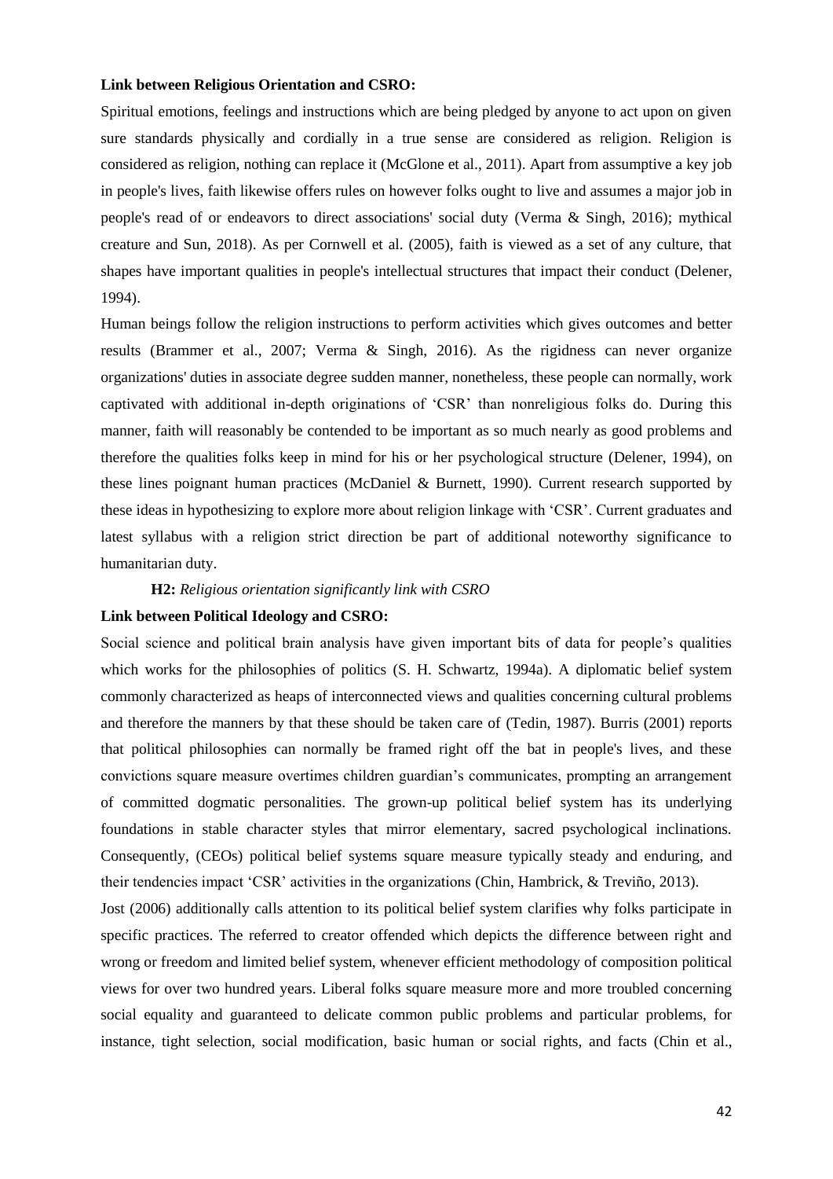**Link between Religious Orientation and CSRO:**

Spiritual emotions, feelings and instructions which are being pledged by anyone to act upon on given sure standards physically and cordially in a true sense are considered as religion. Religion is considered as religion, nothing can replace it (McGlone et al., 2011). Apart from assumptive a key job in people's lives, faith likewise offers rules on however folks ought to live and assumes a major job in people's read of or endeavors to direct associations' social duty (Verma & Singh, 2016); mythical creature and Sun, 2018). As per Cornwell et al. (2005), faith is viewed as a set of any culture, that shapes have important qualities in people's intellectual structures that impact their conduct (Delener, 1994).

Human beings follow the religion instructions to perform activities which gives outcomes and better results (Brammer et al., 2007; Verma & Singh, 2016). As the rigidness can never organize organizations' duties in associate degree sudden manner, nonetheless, these people can normally, work captivated with additional in-depth originations of 'CSR' than nonreligious folks do. During this manner, faith will reasonably be contended to be important as so much nearly as good problems and therefore the qualities folks keep in mind for his or her psychological structure (Delener, 1994), on these lines poignant human practices (McDaniel & Burnett, 1990). Current research supported by these ideas in hypothesizing to explore more about religion linkage with 'CSR'. Current graduates and latest syllabus with a religion strict direction be part of additional noteworthy significance to humanitarian duty.

**H2:** *Religious orientation significantly link with CSRO*

**Link between Political Ideology and CSRO:**

Social science and political brain analysis have given important bits of data for people's qualities which works for the philosophies of politics (S. H. Schwartz, 1994a). A diplomatic belief system commonly characterized as heaps of interconnected views and qualities concerning cultural problems and therefore the manners by that these should be taken care of (Tedin, 1987). Burris (2001) reports that political philosophies can normally be framed right off the bat in people's lives, and these convictions square measure overtimes children guardian's communicates, prompting an arrangement of committed dogmatic personalities. The grown-up political belief system has its underlying foundations in stable character styles that mirror elementary, sacred psychological inclinations. Consequently, (CEOs) political belief systems square measure typically steady and enduring, and their tendencies impact 'CSR' activities in the organizations (Chin, Hambrick, & Treviño, 2013).

Jost (2006) additionally calls attention to its political belief system clarifies why folks participate in specific practices. The referred to creator offended which depicts the difference between right and wrong or freedom and limited belief system, whenever efficient methodology of composition political views for over two hundred years. Liberal folks square measure more and more troubled concerning social equality and guaranteed to delicate common public problems and particular problems, for instance, tight selection, social modification, basic human or social rights, and facts (Chin et al.,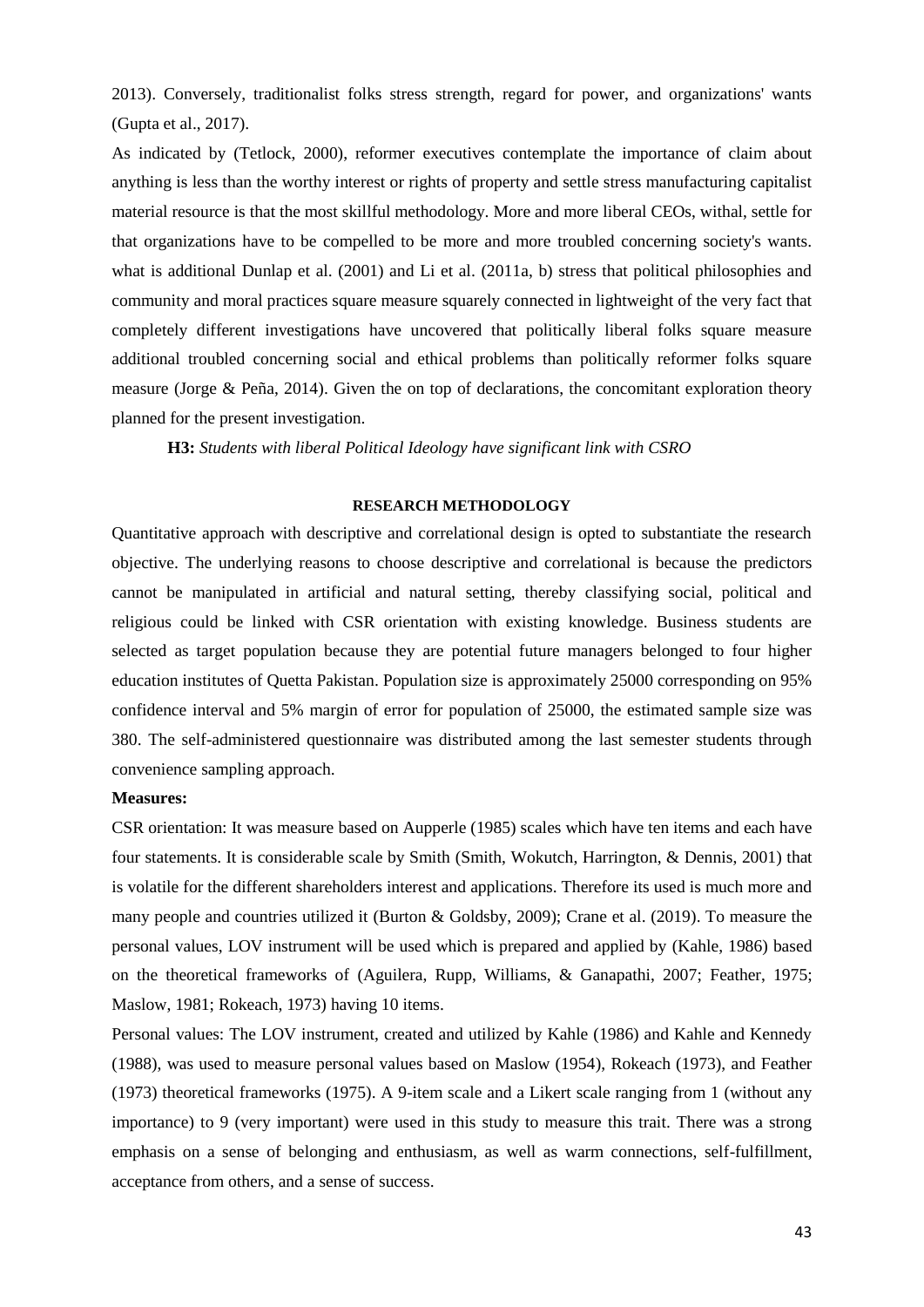2013). Conversely, traditionalist folks stress strength, regard for power, and organizations' wants (Gupta et al., 2017).

As indicated by (Tetlock, 2000), reformer executives contemplate the importance of claim about anything is less than the worthy interest or rights of property and settle stress manufacturing capitalist material resource is that the most skillful methodology. More and more liberal CEOs, withal, settle for that organizations have to be compelled to be more and more troubled concerning society's wants. what is additional Dunlap et al. (2001) and Li et al. (2011a, b) stress that political philosophies and community and moral practices square measure squarely connected in lightweight of the very fact that completely different investigations have uncovered that politically liberal folks square measure additional troubled concerning social and ethical problems than politically reformer folks square measure (Jorge & Peña, 2014). Given the on top of declarations, the concomitant exploration theory planned for the present investigation.

**H3:** *Students with liberal Political Ideology have significant link with CSRO*

## RESEARCH METHODOLOGY

Quantitative approach with descriptive and correlational design is opted to substantiate the research objective. The underlying reasons to choose descriptive and correlational is because the predictors cannot be manipulated in artificial and natural setting, thereby classifying social, political and religious could be linked with CSR orientation with existing knowledge. Business students are selected as target population because they are potential future managers belonged to four higher education institutes of Quetta Pakistan. Population size is approximately 25000 corresponding on 95% confidence interval and 5% margin of error for population of 25000, the estimated sample size was 380. The self-administered questionnaire was distributed among the last semester students through convenience sampling approach.

**Measures:**

CSR orientation: It was measure based on Aupperle (1985) scales which have ten items and each have four statements. It is considerable scale by Smith (Smith, Wokutch, Harrington, & Dennis, 2001) that is volatile for the different shareholders interest and applications. Therefore its used is much more and many people and countries utilized it (Burton & Goldsby, 2009); Crane et al. (2019). To measure the personal values, LOV instrument will be used which is prepared and applied by (Kahle, 1986) based on the theoretical frameworks of (Aguilera, Rupp, Williams, & Ganapathi, 2007; Feather, 1975; Maslow, 1981; Rokeach, 1973) having 10 items.

Personal values: The LOV instrument, created and utilized by Kahle (1986) and Kahle and Kennedy (1988), was used to measure personal values based on Maslow (1954), Rokeach (1973), and Feather (1973) theoretical frameworks (1975). A 9-item scale and a Likert scale ranging from 1 (without any importance) to 9 (very important) were used in this study to measure this trait. There was a strong emphasis on a sense of belonging and enthusiasm, as well as warm connections, self-fulfillment, acceptance from others, and a sense of success.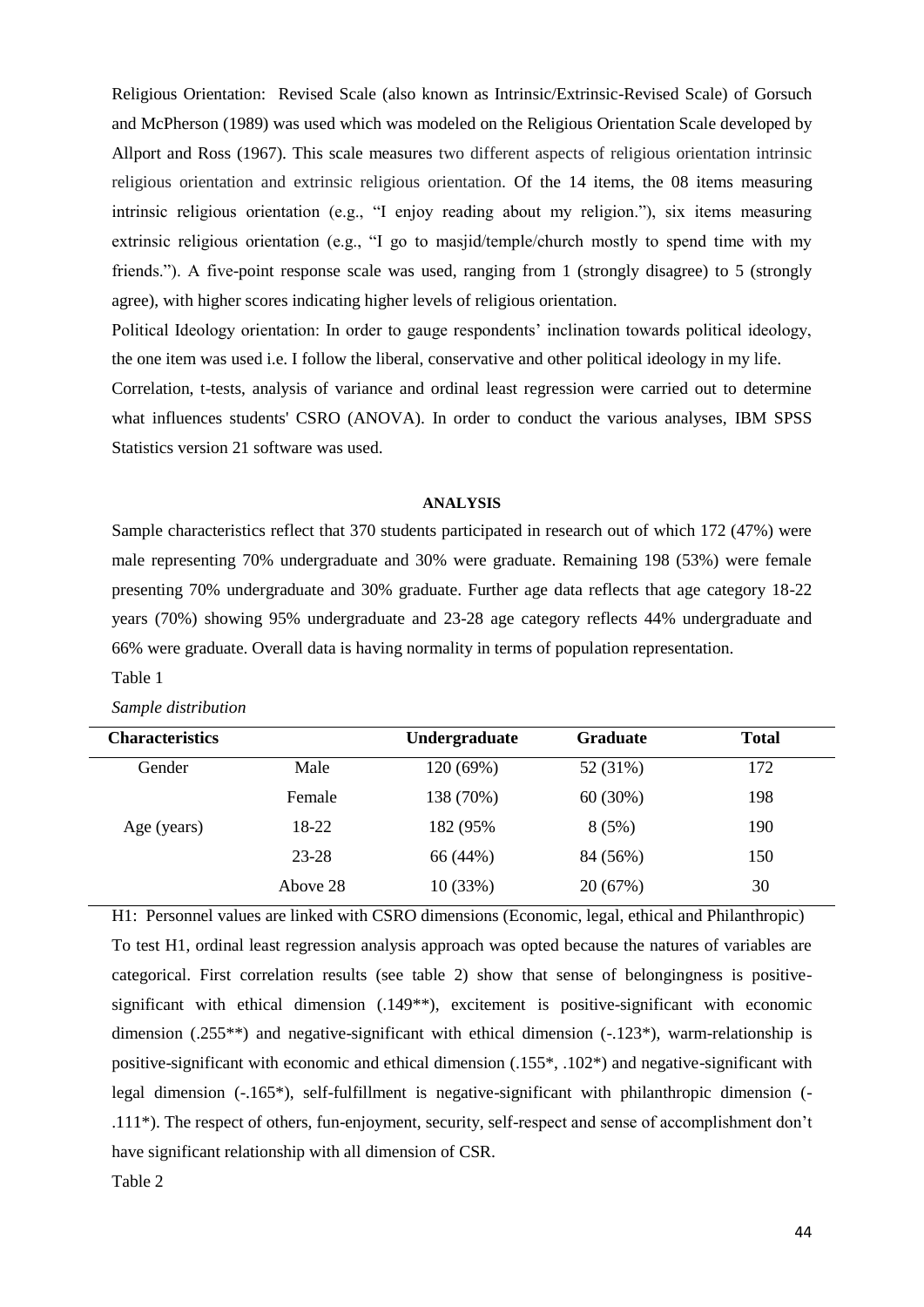Religious Orientation: Revised Scale (also known as Intrinsic/Extrinsic-Revised Scale) of Gorsuch and McPherson (1989) was used which was modeled on the Religious Orientation Scale developed by Allport and Ross (1967). This scale measures two different aspects of religious orientation intrinsic religious orientation and extrinsic religious orientation. Of the 14 items, the 08 items measuring intrinsic religious orientation (e.g., "I enjoy reading about my religion."), six items measuring extrinsic religious orientation (e.g., "I go to masjid/temple/church mostly to spend time with my friends."). A five-point response scale was used, ranging from 1 (strongly disagree) to 5 (strongly agree), with higher scores indicating higher levels of religious orientation.

Political Ideology orientation: In order to gauge respondents' inclination towards political ideology, the one item was used i.e. I follow the liberal, conservative and other political ideology in my life.

Correlation, t-tests, analysis of variance and ordinal least regression were carried out to determine what influences students' CSRO (ANOVA). In order to conduct the various analyses, IBM SPSS Statistics version 21 software was used.

## ANALYSIS

Sample characteristics reflect that 370 students participated in research out of which 172 (47%) were male representing 70% undergraduate and 30% were graduate. Remaining 198 (53%) were female presenting 70% undergraduate and 30% graduate. Further age data reflects that age category 18-22 years (70%) showing 95% undergraduate and 23-28 age category reflects 44% undergraduate and 66% were graduate. Overall data is having normality in terms of population representation.

Table 1

*Sample distribution*

| Characteristics | | Undergraduate | Graduate | Total |
|---|---|---|---|---|
| Gender | Male | 120 (69%) | 52 (31%) | 172 |
| | Female | 138 (70%) | 60 (30%) | 198 |
| Age (years) | 18-22 | 182 (95% | 8 (5%) | 190 |
| | 23-28 | 66 (44%) | 84 (56%) | 150 |
| | Above 28 | 10 (33%) | 20 (67%) | 30 |

H1: Personnel values are linked with CSRO dimensions (Economic, legal, ethical and Philanthropic)

To test H1, ordinal least regression analysis approach was opted because the natures of variables are categorical. First correlation results (see table 2) show that sense of belongingness is positive-significant with ethical dimension (.149**), excitement is positive-significant with economic dimension (.255**) and negative-significant with ethical dimension (-.123*), warm-relationship is positive-significant with economic and ethical dimension (.155*, .102*) and negative-significant with legal dimension (-.165*), self-fulfillment is negative-significant with philanthropic dimension (-.111*). The respect of others, fun-enjoyment, security, self-respect and sense of accomplishment don't have significant relationship with all dimension of CSR.

Table 2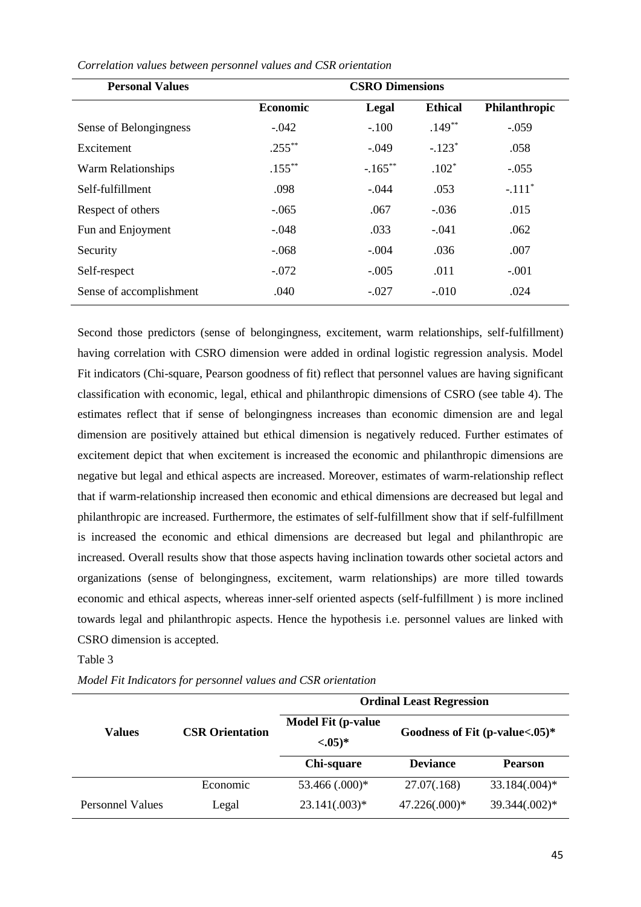*Correlation values between personnel values and CSR orientation*

| Personal Values | CSRO Dimensions | | | |
|---|---|---|---|---|
| | **Economic** | **Legal** | **Ethical** | **Philanthropic** |
| Sense of Belongingness | -.042 | -.100 | .149** | -.059 |
| Excitement | .255** | -.049 | -.123* | .058 |
| Warm Relationships | .155** | -.165** | .102* | -.055 |
| Self-fulfillment | .098 | -.044 | .053 | -.111* |
| Respect of others | -.065 | .067 | -.036 | .015 |
| Fun and Enjoyment | -.048 | .033 | -.041 | .062 |
| Security | -.068 | -.004 | .036 | .007 |
| Self-respect | -.072 | -.005 | .011 | -.001 |
| Sense of accomplishment | .040 | -.027 | -.010 | .024 |

Second those predictors (sense of belongingness, excitement, warm relationships, self-fulfillment) having correlation with CSRO dimension were added in ordinal logistic regression analysis. Model Fit indicators (Chi-square, Pearson goodness of fit) reflect that personnel values are having significant classification with economic, legal, ethical and philanthropic dimensions of CSRO (see table 4). The estimates reflect that if sense of belongingness increases than economic dimension are and legal dimension are positively attained but ethical dimension is negatively reduced. Further estimates of excitement depict that when excitement is increased the economic and philanthropic dimensions are negative but legal and ethical aspects are increased. Moreover, estimates of warm-relationship reflect that if warm-relationship increased then economic and ethical dimensions are decreased but legal and philanthropic are increased. Furthermore, the estimates of self-fulfillment show that if self-fulfillment is increased the economic and ethical dimensions are decreased but legal and philanthropic are increased. Overall results show that those aspects having inclination towards other societal actors and organizations (sense of belongingness, excitement, warm relationships) are more tilled towards economic and ethical aspects, whereas inner-self oriented aspects (self-fulfillment ) is more inclined towards legal and philanthropic aspects. Hence the hypothesis i.e. personnel values are linked with CSRO dimension is accepted.

Table 3

*Model Fit Indicators for personnel values and CSR orientation*

| Values | CSR Orientation | Ordinal Least Regression | | |
|---|---|---|---|---|
| | | **Model Fit (p-value <.05)*** | **Goodness of Fit (p-value<.05)*** | |
| | | **Chi-square** | **Deviance** | **Pearson** |
| | Economic | 53.466 (.000)* | 27.07(.168) | 33.184(.004)* |
| Personnel Values | Legal | 23.141(.003)* | 47.226(.000)* | 39.344(.002)* |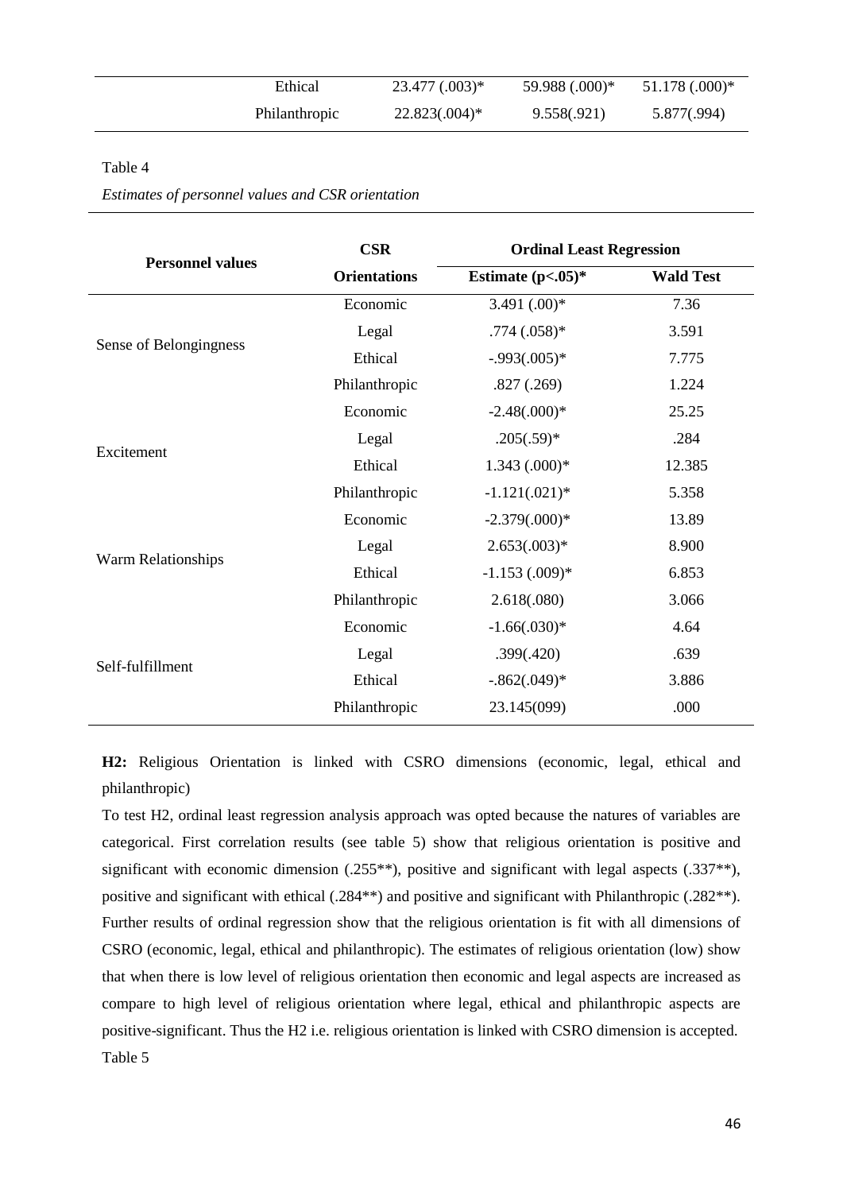|  | Ethical | 23.477 (.003)* | 59.988 (.000)* | 51.178 (.000)* |
|---|---|---|---|---|
|  | Philanthropic | 22.823(.004)* | 9.558(.921) | 5.877(.994) |

Table 4

*Estimates of personnel values and CSR orientation*

| Personnel values | CSR | Ordinal Least Regression | |
|---|---|---|---|
| | Orientations | Estimate (p<.05)* | Wald Test |
| Sense of Belongingness | Economic | 3.491 (.00)* | 7.36 |
| | Legal | .774 (.058)* | 3.591 |
| | Ethical | -.993(.005)* | 7.775 |
| | Philanthropic | .827 (.269) | 1.224 |
| Excitement | Economic | -2.48(.000)* | 25.25 |
| | Legal | .205(.59)* | .284 |
| | Ethical | 1.343 (.000)* | 12.385 |
| | Philanthropic | -1.121(.021)* | 5.358 |
| Warm Relationships | Economic | -2.379(.000)* | 13.89 |
| | Legal | 2.653(.003)* | 8.900 |
| | Ethical | -1.153 (.009)* | 6.853 |
| | Philanthropic | 2.618(.080) | 3.066 |
| Self-fulfillment | Economic | -1.66(.030)* | 4.64 |
| | Legal | .399(.420) | .639 |
| | Ethical | -.862(.049)* | 3.886 |
| | Philanthropic | 23.145(099) | .000 |

**H2:** Religious Orientation is linked with CSRO dimensions (economic, legal, ethical and philanthropic)

To test H2, ordinal least regression analysis approach was opted because the natures of variables are categorical. First correlation results (see table 5) show that religious orientation is positive and significant with economic dimension (.255**), positive and significant with legal aspects (.337**), positive and significant with ethical (.284**) and positive and significant with Philanthropic (.282**). Further results of ordinal regression show that the religious orientation is fit with all dimensions of CSRO (economic, legal, ethical and philanthropic). The estimates of religious orientation (low) show that when there is low level of religious orientation then economic and legal aspects are increased as compare to high level of religious orientation where legal, ethical and philanthropic aspects are positive-significant. Thus the H2 i.e. religious orientation is linked with CSRO dimension is accepted.

Table 5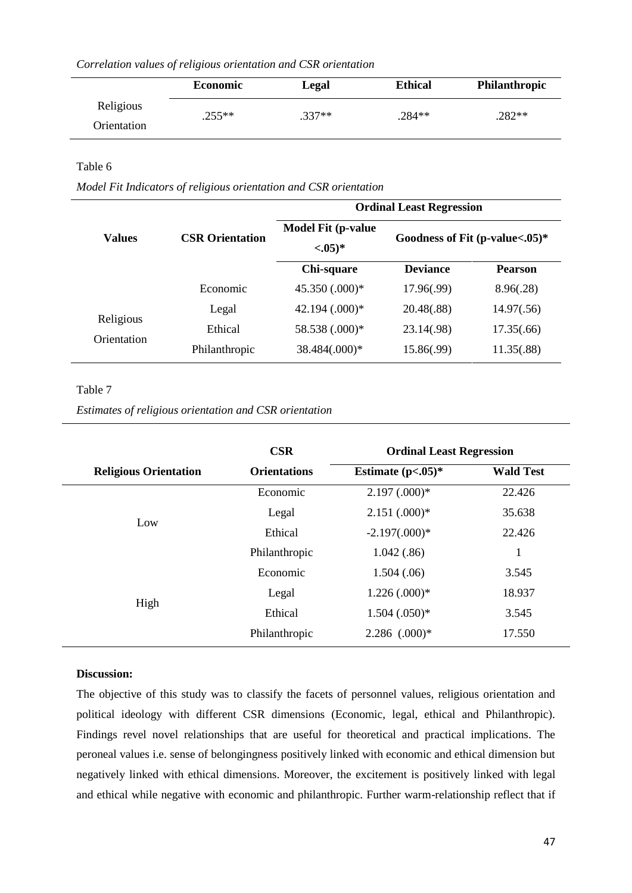*Correlation values of religious orientation and CSR orientation*

| | Economic | Legal | Ethical | Philanthropic |
|---|---|---|---|---|
| Religious Orientation | .255** | .337** | .284** | .282** |

Table 6

*Model Fit Indicators of religious orientation and CSR orientation*

| Values | CSR Orientation | Ordinal Least Regression | | |
|---|---|---|---|---|
| | | Model Fit (p-value <.05)* | Goodness of Fit (p-value<.05)* | |
| | | Chi-square | Deviance | Pearson |
| Religious Orientation | Economic | 45.350 (.000)* | 17.96(.99) | 8.96(.28) |
| | Legal | 42.194 (.000)* | 20.48(.88) | 14.97(.56) |
| | Ethical | 58.538 (.000)* | 23.14(.98) | 17.35(.66) |
| | Philanthropic | 38.484(.000)* | 15.86(.99) | 11.35(.88) |

Table 7

*Estimates of religious orientation and CSR orientation*

| Religious Orientation | CSR Orientations | Ordinal Least Regression | |
|---|---|---|---|
| | | Estimate (p<.05)* | Wald Test |
| Low | Economic | 2.197 (.000)* | 22.426 |
| | Legal | 2.151 (.000)* | 35.638 |
| | Ethical | -2.197(.000)* | 22.426 |
| | Philanthropic | 1.042 (.86) | 1 |
| High | Economic | 1.504 (.06) | 3.545 |
| | Legal | 1.226 (.000)* | 18.937 |
| | Ethical | 1.504 (.050)* | 3.545 |
| | Philanthropic | 2.286 (.000)* | 17.550 |

**Discussion:**

The objective of this study was to classify the facets of personnel values, religious orientation and political ideology with different CSR dimensions (Economic, legal, ethical and Philanthropic). Findings revel novel relationships that are useful for theoretical and practical implications. The peroneal values i.e. sense of belongingness positively linked with economic and ethical dimension but negatively linked with ethical dimensions. Moreover, the excitement is positively linked with legal and ethical while negative with economic and philanthropic. Further warm-relationship reflect that if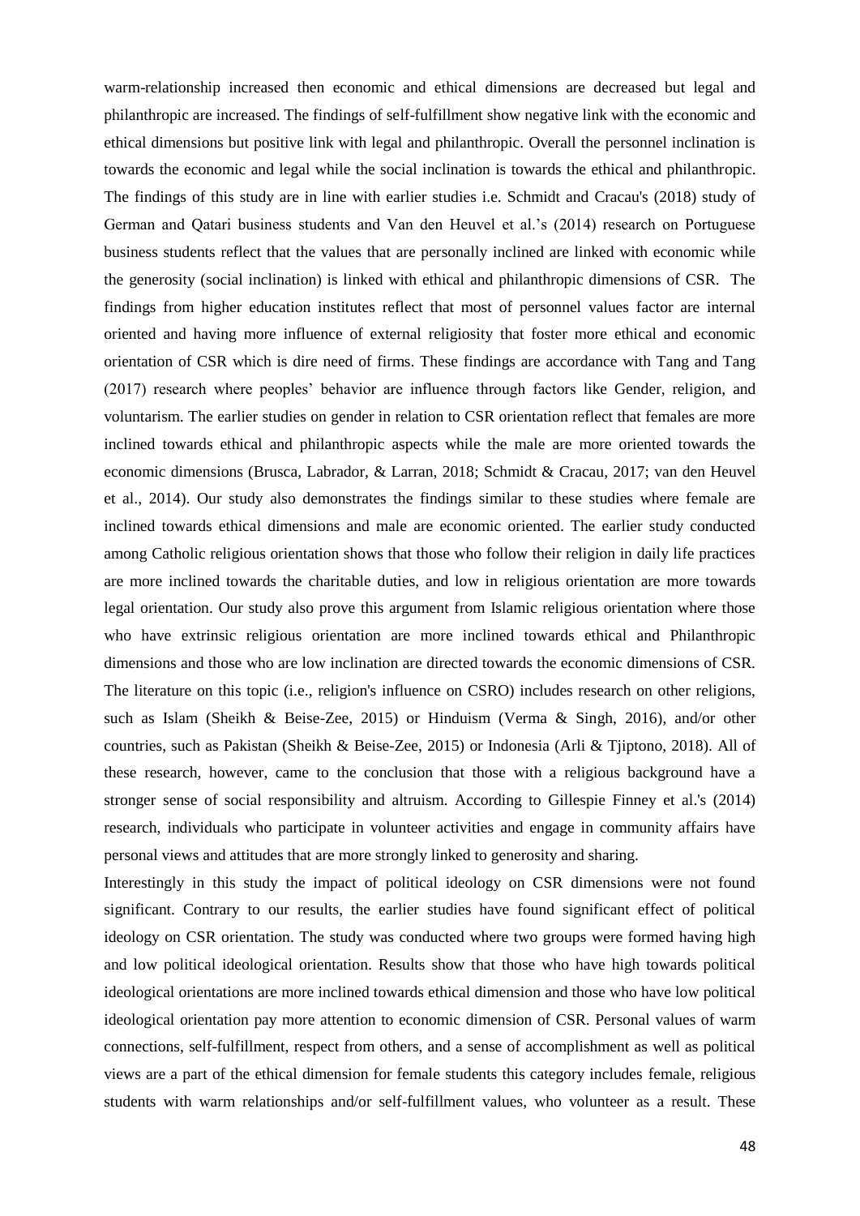warm-relationship increased then economic and ethical dimensions are decreased but legal and philanthropic are increased. The findings of self-fulfillment show negative link with the economic and ethical dimensions but positive link with legal and philanthropic. Overall the personnel inclination is towards the economic and legal while the social inclination is towards the ethical and philanthropic. The findings of this study are in line with earlier studies i.e. Schmidt and Cracau's (2018) study of German and Qatari business students and Van den Heuvel et al.'s (2014) research on Portuguese business students reflect that the values that are personally inclined are linked with economic while the generosity (social inclination) is linked with ethical and philanthropic dimensions of CSR. The findings from higher education institutes reflect that most of personnel values factor are internal oriented and having more influence of external religiosity that foster more ethical and economic orientation of CSR which is dire need of firms. These findings are accordance with Tang and Tang (2017) research where peoples' behavior are influence through factors like Gender, religion, and voluntarism. The earlier studies on gender in relation to CSR orientation reflect that females are more inclined towards ethical and philanthropic aspects while the male are more oriented towards the economic dimensions (Brusca, Labrador, & Larran, 2018; Schmidt & Cracau, 2017; van den Heuvel et al., 2014). Our study also demonstrates the findings similar to these studies where female are inclined towards ethical dimensions and male are economic oriented. The earlier study conducted among Catholic religious orientation shows that those who follow their religion in daily life practices are more inclined towards the charitable duties, and low in religious orientation are more towards legal orientation. Our study also prove this argument from Islamic religious orientation where those who have extrinsic religious orientation are more inclined towards ethical and Philanthropic dimensions and those who are low inclination are directed towards the economic dimensions of CSR. The literature on this topic (i.e., religion's influence on CSRO) includes research on other religions, such as Islam (Sheikh & Beise-Zee, 2015) or Hinduism (Verma & Singh, 2016), and/or other countries, such as Pakistan (Sheikh & Beise-Zee, 2015) or Indonesia (Arli & Tjiptono, 2018). All of these research, however, came to the conclusion that those with a religious background have a stronger sense of social responsibility and altruism. According to Gillespie Finney et al.'s (2014) research, individuals who participate in volunteer activities and engage in community affairs have personal views and attitudes that are more strongly linked to generosity and sharing.

Interestingly in this study the impact of political ideology on CSR dimensions were not found significant. Contrary to our results, the earlier studies have found significant effect of political ideology on CSR orientation. The study was conducted where two groups were formed having high and low political ideological orientation. Results show that those who have high towards political ideological orientations are more inclined towards ethical dimension and those who have low political ideological orientation pay more attention to economic dimension of CSR. Personal values of warm connections, self-fulfillment, respect from others, and a sense of accomplishment as well as political views are a part of the ethical dimension for female students this category includes female, religious students with warm relationships and/or self-fulfillment values, who volunteer as a result. These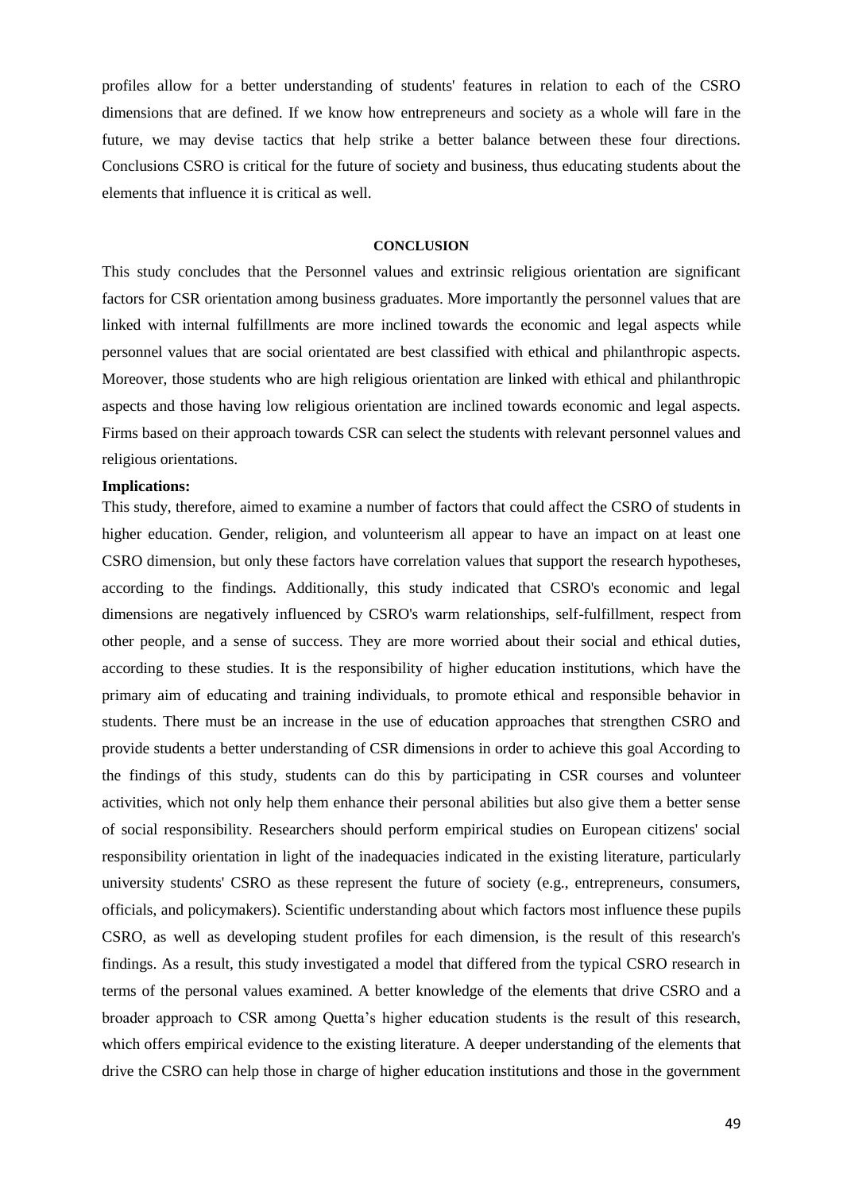profiles allow for a better understanding of students' features in relation to each of the CSRO dimensions that are defined. If we know how entrepreneurs and society as a whole will fare in the future, we may devise tactics that help strike a better balance between these four directions. Conclusions CSRO is critical for the future of society and business, thus educating students about the elements that influence it is critical as well.

## CONCLUSION

This study concludes that the Personnel values and extrinsic religious orientation are significant factors for CSR orientation among business graduates. More importantly the personnel values that are linked with internal fulfillments are more inclined towards the economic and legal aspects while personnel values that are social orientated are best classified with ethical and philanthropic aspects. Moreover, those students who are high religious orientation are linked with ethical and philanthropic aspects and those having low religious orientation are inclined towards economic and legal aspects. Firms based on their approach towards CSR can select the students with relevant personnel values and religious orientations.

**Implications:**

This study, therefore, aimed to examine a number of factors that could affect the CSRO of students in higher education. Gender, religion, and volunteerism all appear to have an impact on at least one CSRO dimension, but only these factors have correlation values that support the research hypotheses, according to the findings. Additionally, this study indicated that CSRO's economic and legal dimensions are negatively influenced by CSRO's warm relationships, self-fulfillment, respect from other people, and a sense of success. They are more worried about their social and ethical duties, according to these studies. It is the responsibility of higher education institutions, which have the primary aim of educating and training individuals, to promote ethical and responsible behavior in students. There must be an increase in the use of education approaches that strengthen CSRO and provide students a better understanding of CSR dimensions in order to achieve this goal According to the findings of this study, students can do this by participating in CSR courses and volunteer activities, which not only help them enhance their personal abilities but also give them a better sense of social responsibility. Researchers should perform empirical studies on European citizens' social responsibility orientation in light of the inadequacies indicated in the existing literature, particularly university students' CSRO as these represent the future of society (e.g., entrepreneurs, consumers, officials, and policymakers). Scientific understanding about which factors most influence these pupils CSRO, as well as developing student profiles for each dimension, is the result of this research's findings. As a result, this study investigated a model that differed from the typical CSRO research in terms of the personal values examined. A better knowledge of the elements that drive CSRO and a broader approach to CSR among Quetta's higher education students is the result of this research, which offers empirical evidence to the existing literature. A deeper understanding of the elements that drive the CSRO can help those in charge of higher education institutions and those in the government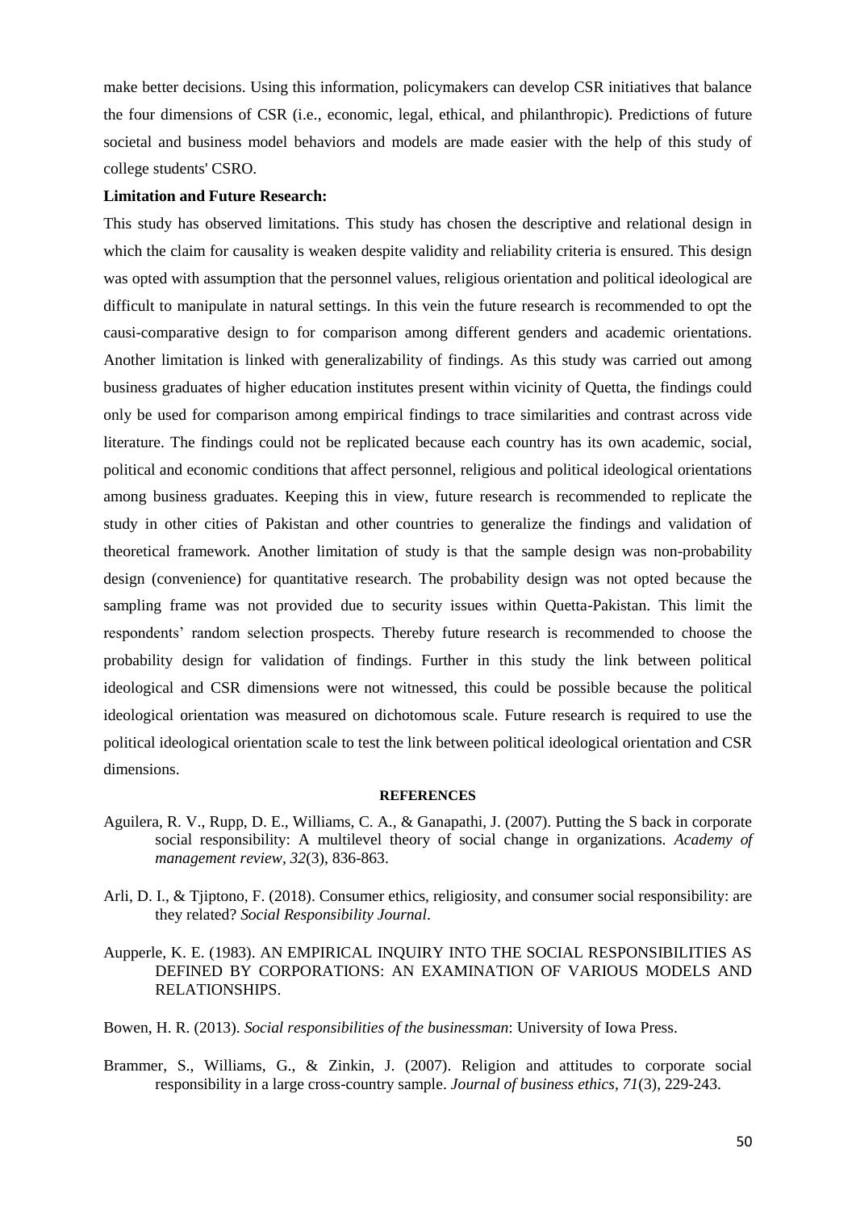make better decisions. Using this information, policymakers can develop CSR initiatives that balance the four dimensions of CSR (i.e., economic, legal, ethical, and philanthropic). Predictions of future societal and business model behaviors and models are made easier with the help of this study of college students' CSRO.

**Limitation and Future Research:**

This study has observed limitations. This study has chosen the descriptive and relational design in which the claim for causality is weaken despite validity and reliability criteria is ensured. This design was opted with assumption that the personnel values, religious orientation and political ideological are difficult to manipulate in natural settings. In this vein the future research is recommended to opt the causi-comparative design to for comparison among different genders and academic orientations. Another limitation is linked with generalizability of findings. As this study was carried out among business graduates of higher education institutes present within vicinity of Quetta, the findings could only be used for comparison among empirical findings to trace similarities and contrast across vide literature. The findings could not be replicated because each country has its own academic, social, political and economic conditions that affect personnel, religious and political ideological orientations among business graduates. Keeping this in view, future research is recommended to replicate the study in other cities of Pakistan and other countries to generalize the findings and validation of theoretical framework. Another limitation of study is that the sample design was non-probability design (convenience) for quantitative research. The probability design was not opted because the sampling frame was not provided due to security issues within Quetta-Pakistan. This limit the respondents' random selection prospects. Thereby future research is recommended to choose the probability design for validation of findings. Further in this study the link between political ideological and CSR dimensions were not witnessed, this could be possible because the political ideological orientation was measured on dichotomous scale. Future research is required to use the political ideological orientation scale to test the link between political ideological orientation and CSR dimensions.

**REFERENCES**

Aguilera, R. V., Rupp, D. E., Williams, C. A., & Ganapathi, J. (2007). Putting the S back in corporate social responsibility: A multilevel theory of social change in organizations. *Academy of management review, 32*(3), 836-863.

Arli, D. I., & Tjiptono, F. (2018). Consumer ethics, religiosity, and consumer social responsibility: are they related? *Social Responsibility Journal*.

Aupperle, K. E. (1983). AN EMPIRICAL INQUIRY INTO THE SOCIAL RESPONSIBILITIES AS DEFINED BY CORPORATIONS: AN EXAMINATION OF VARIOUS MODELS AND RELATIONSHIPS.

Bowen, H. R. (2013). *Social responsibilities of the businessman*: University of Iowa Press.

Brammer, S., Williams, G., & Zinkin, J. (2007). Religion and attitudes to corporate social responsibility in a large cross-country sample. *Journal of business ethics, 71*(3), 229-243.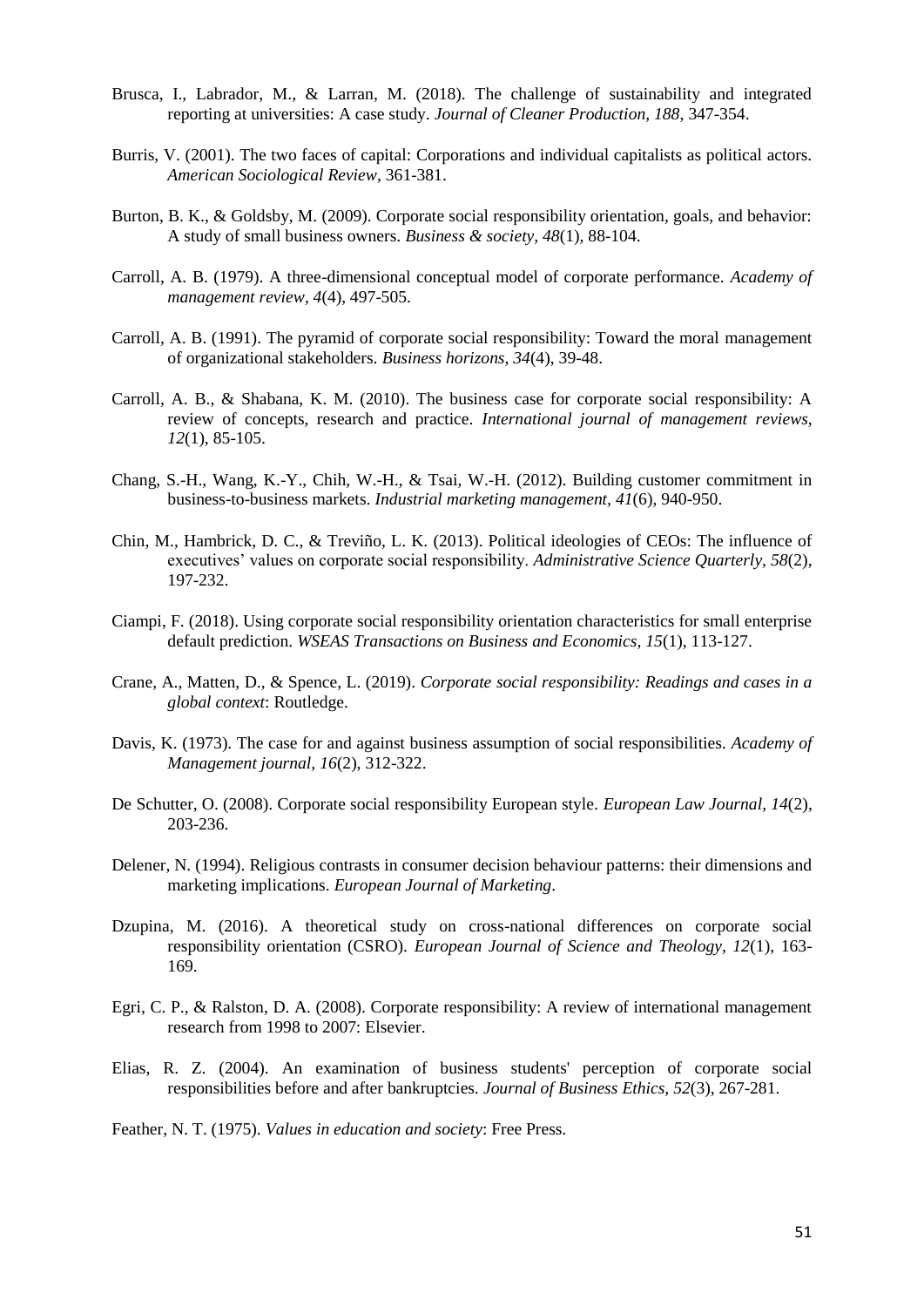Brusca, I., Labrador, M., & Larran, M. (2018). The challenge of sustainability and integrated reporting at universities: A case study. *Journal of Cleaner Production, 188*, 347-354.

Burris, V. (2001). The two faces of capital: Corporations and individual capitalists as political actors. *American Sociological Review*, 361-381.

Burton, B. K., & Goldsby, M. (2009). Corporate social responsibility orientation, goals, and behavior: A study of small business owners. *Business & society, 48*(1), 88-104.

Carroll, A. B. (1979). A three-dimensional conceptual model of corporate performance. *Academy of management review, 4*(4), 497-505.

Carroll, A. B. (1991). The pyramid of corporate social responsibility: Toward the moral management of organizational stakeholders. *Business horizons, 34*(4), 39-48.

Carroll, A. B., & Shabana, K. M. (2010). The business case for corporate social responsibility: A review of concepts, research and practice. *International journal of management reviews, 12*(1), 85-105.

Chang, S.-H., Wang, K.-Y., Chih, W.-H., & Tsai, W.-H. (2012). Building customer commitment in business-to-business markets. *Industrial marketing management, 41*(6), 940-950.

Chin, M., Hambrick, D. C., & Treviño, L. K. (2013). Political ideologies of CEOs: The influence of executives' values on corporate social responsibility. *Administrative Science Quarterly, 58*(2), 197-232.

Ciampi, F. (2018). Using corporate social responsibility orientation characteristics for small enterprise default prediction. *WSEAS Transactions on Business and Economics, 15*(1), 113-127.

Crane, A., Matten, D., & Spence, L. (2019). *Corporate social responsibility: Readings and cases in a global context*: Routledge.

Davis, K. (1973). The case for and against business assumption of social responsibilities. *Academy of Management journal, 16*(2), 312-322.

De Schutter, O. (2008). Corporate social responsibility European style. *European Law Journal, 14*(2), 203-236.

Delener, N. (1994). Religious contrasts in consumer decision behaviour patterns: their dimensions and marketing implications. *European Journal of Marketing*.

Dzupina, M. (2016). A theoretical study on cross-national differences on corporate social responsibility orientation (CSRO). *European Journal of Science and Theology, 12*(1), 163-169.

Egri, C. P., & Ralston, D. A. (2008). Corporate responsibility: A review of international management research from 1998 to 2007: Elsevier.

Elias, R. Z. (2004). An examination of business students' perception of corporate social responsibilities before and after bankruptcies. *Journal of Business Ethics, 52*(3), 267-281.

Feather, N. T. (1975). *Values in education and society*: Free Press.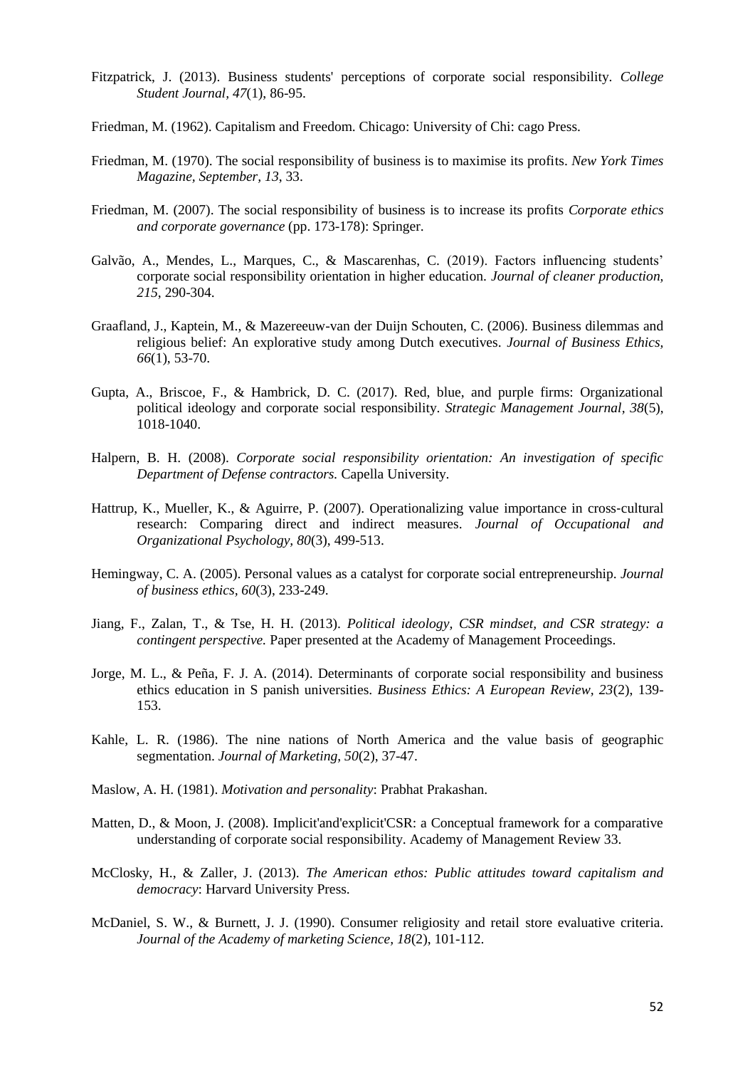Fitzpatrick, J. (2013). Business students' perceptions of corporate social responsibility. *College Student Journal, 47*(1), 86-95.

Friedman, M. (1962). Capitalism and Freedom. Chicago: University of Chi: cago Press.

Friedman, M. (1970). The social responsibility of business is to maximise its profits. *New York Times Magazine, September, 13*, 33.

Friedman, M. (2007). The social responsibility of business is to increase its profits *Corporate ethics and corporate governance* (pp. 173-178): Springer.

Galvão, A., Mendes, L., Marques, C., & Mascarenhas, C. (2019). Factors influencing students' corporate social responsibility orientation in higher education. *Journal of cleaner production, 215*, 290-304.

Graafland, J., Kaptein, M., & Mazereeuw-van der Duijn Schouten, C. (2006). Business dilemmas and religious belief: An explorative study among Dutch executives. *Journal of Business Ethics, 66*(1), 53-70.

Gupta, A., Briscoe, F., & Hambrick, D. C. (2017). Red, blue, and purple firms: Organizational political ideology and corporate social responsibility. *Strategic Management Journal, 38*(5), 1018-1040.

Halpern, B. H. (2008). *Corporate social responsibility orientation: An investigation of specific Department of Defense contractors.* Capella University.

Hattrup, K., Mueller, K., & Aguirre, P. (2007). Operationalizing value importance in cross‐cultural research: Comparing direct and indirect measures. *Journal of Occupational and Organizational Psychology, 80*(3), 499-513.

Hemingway, C. A. (2005). Personal values as a catalyst for corporate social entrepreneurship. *Journal of business ethics, 60*(3), 233-249.

Jiang, F., Zalan, T., & Tse, H. H. (2013). *Political ideology, CSR mindset, and CSR strategy: a contingent perspective.* Paper presented at the Academy of Management Proceedings.

Jorge, M. L., & Peña, F. J. A. (2014). Determinants of corporate social responsibility and business ethics education in S panish universities. *Business Ethics: A European Review, 23*(2), 139-153.

Kahle, L. R. (1986). The nine nations of North America and the value basis of geographic segmentation. *Journal of Marketing, 50*(2), 37-47.

Maslow, A. H. (1981). *Motivation and personality*: Prabhat Prakashan.

Matten, D., & Moon, J. (2008). Implicit'and'explicit'CSR: a Conceptual framework for a comparative understanding of corporate social responsibility. Academy of Management Review 33.

McClosky, H., & Zaller, J. (2013). *The American ethos: Public attitudes toward capitalism and democracy*: Harvard University Press.

McDaniel, S. W., & Burnett, J. J. (1990). Consumer religiosity and retail store evaluative criteria. *Journal of the Academy of marketing Science, 18*(2), 101-112.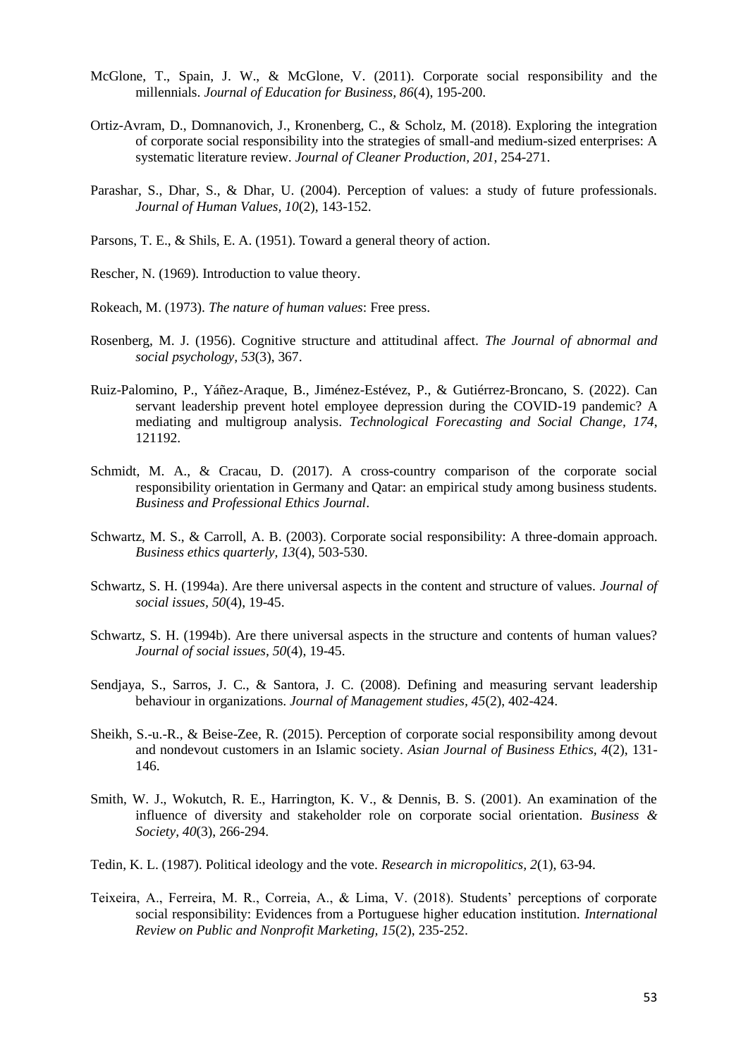McGlone, T., Spain, J. W., & McGlone, V. (2011). Corporate social responsibility and the millennials. *Journal of Education for Business, 86*(4), 195-200.

Ortiz-Avram, D., Domnanovich, J., Kronenberg, C., & Scholz, M. (2018). Exploring the integration of corporate social responsibility into the strategies of small-and medium-sized enterprises: A systematic literature review. *Journal of Cleaner Production, 201*, 254-271.

Parashar, S., Dhar, S., & Dhar, U. (2004). Perception of values: a study of future professionals. *Journal of Human Values, 10*(2), 143-152.

Parsons, T. E., & Shils, E. A. (1951). Toward a general theory of action.

Rescher, N. (1969). Introduction to value theory.

Rokeach, M. (1973). *The nature of human values*: Free press.

Rosenberg, M. J. (1956). Cognitive structure and attitudinal affect. *The Journal of abnormal and social psychology, 53*(3), 367.

Ruiz-Palomino, P., Yáñez-Araque, B., Jiménez-Estévez, P., & Gutiérrez-Broncano, S. (2022). Can servant leadership prevent hotel employee depression during the COVID-19 pandemic? A mediating and multigroup analysis. *Technological Forecasting and Social Change, 174*, 121192.

Schmidt, M. A., & Cracau, D. (2017). A cross-country comparison of the corporate social responsibility orientation in Germany and Qatar: an empirical study among business students. *Business and Professional Ethics Journal*.

Schwartz, M. S., & Carroll, A. B. (2003). Corporate social responsibility: A three-domain approach. *Business ethics quarterly, 13*(4), 503-530.

Schwartz, S. H. (1994a). Are there universal aspects in the content and structure of values. *Journal of social issues, 50*(4), 19-45.

Schwartz, S. H. (1994b). Are there universal aspects in the structure and contents of human values? *Journal of social issues, 50*(4), 19-45.

Sendjaya, S., Sarros, J. C., & Santora, J. C. (2008). Defining and measuring servant leadership behaviour in organizations. *Journal of Management studies, 45*(2), 402-424.

Sheikh, S.-u.-R., & Beise-Zee, R. (2015). Perception of corporate social responsibility among devout and nondevout customers in an Islamic society. *Asian Journal of Business Ethics, 4*(2), 131-146.

Smith, W. J., Wokutch, R. E., Harrington, K. V., & Dennis, B. S. (2001). An examination of the influence of diversity and stakeholder role on corporate social orientation. *Business & Society, 40*(3), 266-294.

Tedin, K. L. (1987). Political ideology and the vote. *Research in micropolitics, 2*(1), 63-94.

Teixeira, A., Ferreira, M. R., Correia, A., & Lima, V. (2018). Students' perceptions of corporate social responsibility: Evidences from a Portuguese higher education institution. *International Review on Public and Nonprofit Marketing, 15*(2), 235-252.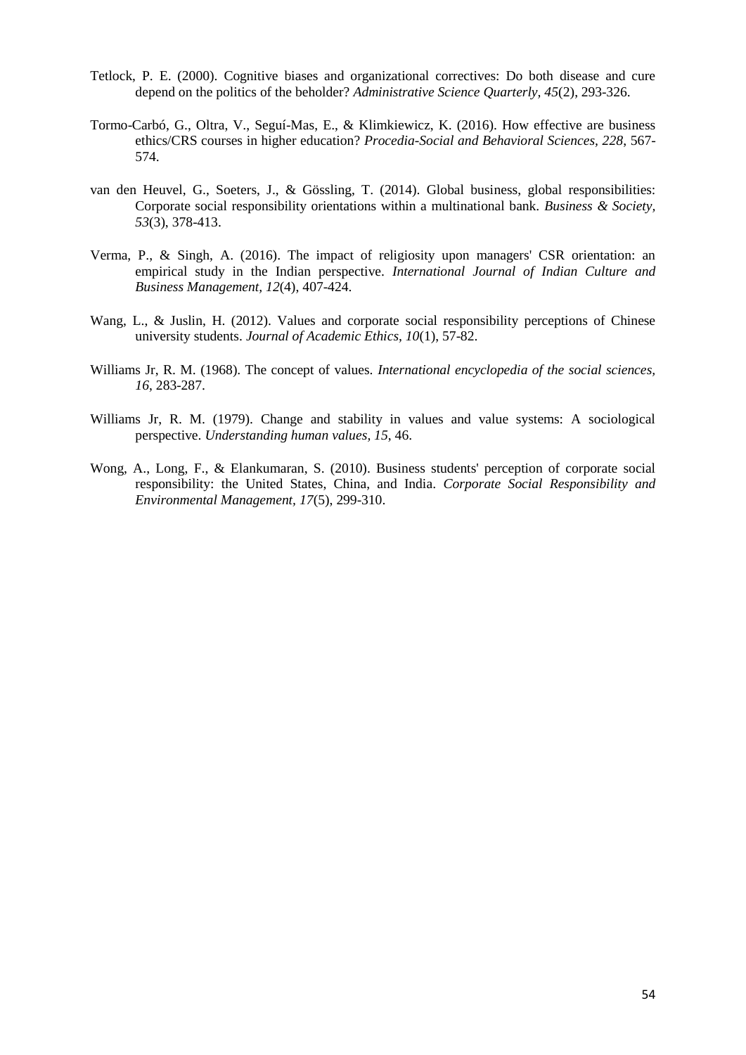Tetlock, P. E. (2000). Cognitive biases and organizational correctives: Do both disease and cure depend on the politics of the beholder? *Administrative Science Quarterly, 45*(2), 293-326.

Tormo-Carbó, G., Oltra, V., Seguí-Mas, E., & Klimkiewicz, K. (2016). How effective are business ethics/CRS courses in higher education? *Procedia-Social and Behavioral Sciences, 228*, 567-574.

van den Heuvel, G., Soeters, J., & Gössling, T. (2014). Global business, global responsibilities: Corporate social responsibility orientations within a multinational bank. *Business & Society, 53*(3), 378-413.

Verma, P., & Singh, A. (2016). The impact of religiosity upon managers' CSR orientation: an empirical study in the Indian perspective. *International Journal of Indian Culture and Business Management, 12*(4), 407-424.

Wang, L., & Juslin, H. (2012). Values and corporate social responsibility perceptions of Chinese university students. *Journal of Academic Ethics, 10*(1), 57-82.

Williams Jr, R. M. (1968). The concept of values. *International encyclopedia of the social sciences, 16*, 283-287.

Williams Jr, R. M. (1979). Change and stability in values and value systems: A sociological perspective. *Understanding human values, 15*, 46.

Wong, A., Long, F., & Elankumaran, S. (2010). Business students' perception of corporate social responsibility: the United States, China, and India. *Corporate Social Responsibility and Environmental Management, 17*(5), 299-310.